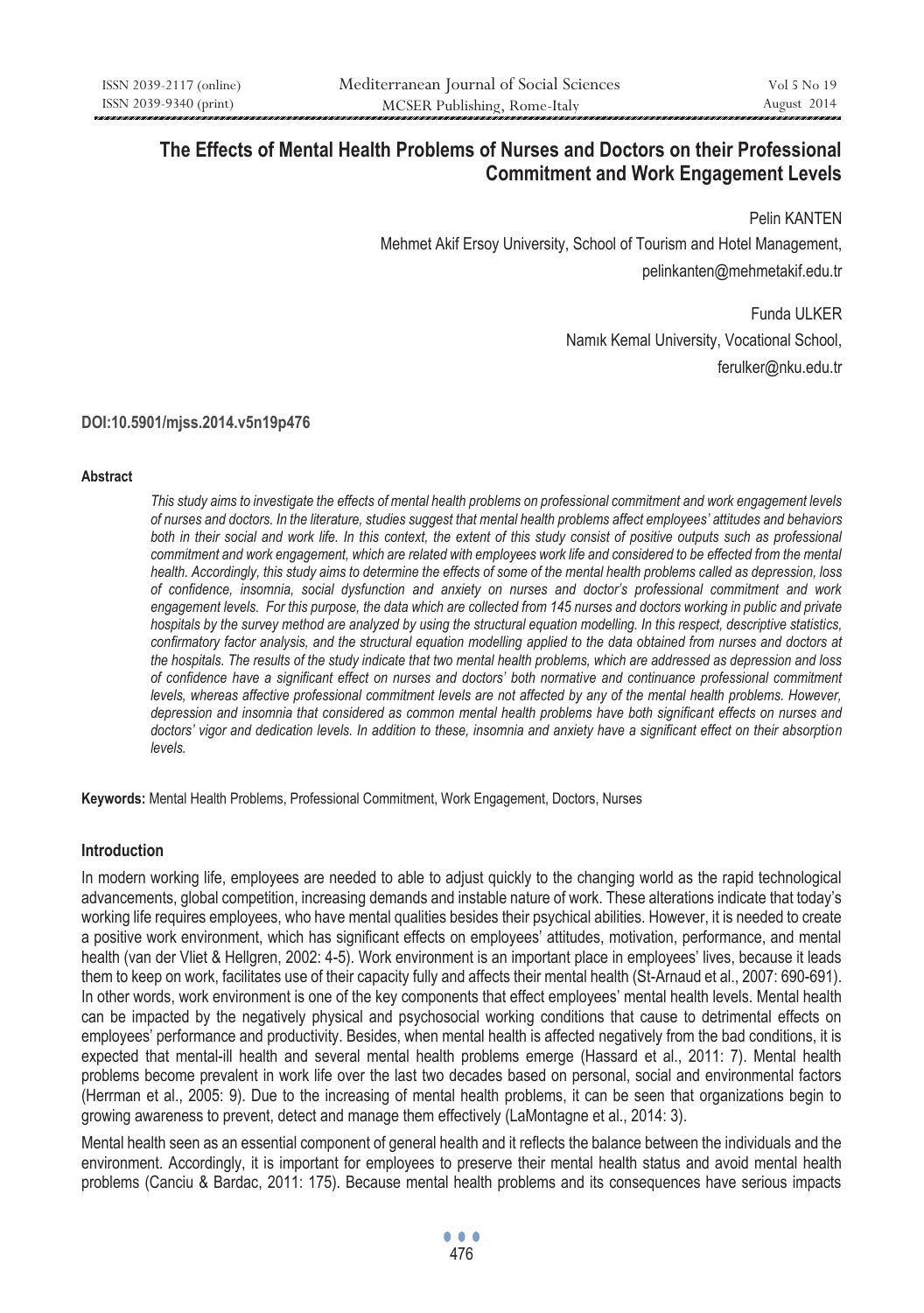# The Effects of Mental Health Problems of Nurses and Doctors on their Professional Commitment and Work Engagement Levels

Pelin KANTEN

Mehmet Akif Ersoy University, School of Tourism and Hotel Management,

pelinkanten@mehmetakif.edu.tr

Funda ULKER

Namık Kemal University, Vocational School,

ferulker@nku.edu.tr

**DOI:10.5901/mjss.2014.v5n19p476**

#### Abstract

*This study aims to investigate the effects of mental health problems on professional commitment and work engagement levels of nurses and doctors. In the literature, studies suggest that mental health problems affect employees' attitudes and behaviors both in their social and work life. In this context, the extent of this study consist of positive outputs such as professional commitment and work engagement, which are related with employees work life and considered to be effected from the mental health. Accordingly, this study aims to determine the effects of some of the mental health problems called as depression, loss of confidence, insomnia, social dysfunction and anxiety on nurses and doctor's professional commitment and work engagement levels. For this purpose, the data which are collected from 145 nurses and doctors working in public and private hospitals by the survey method are analyzed by using the structural equation modelling. In this respect, descriptive statistics, confirmatory factor analysis, and the structural equation modelling applied to the data obtained from nurses and doctors at the hospitals. The results of the study indicate that two mental health problems, which are addressed as depression and loss of confidence have a significant effect on nurses and doctors' both normative and continuance professional commitment levels, whereas affective professional commitment levels are not affected by any of the mental health problems. However, depression and insomnia that considered as common mental health problems have both significant effects on nurses and doctors' vigor and dedication levels. In addition to these, insomnia and anxiety have a significant effect on their absorption levels.*

**Keywords:** Mental Health Problems, Professional Commitment, Work Engagement, Doctors, Nurses

#### Introduction

In modern working life, employees are needed to able to adjust quickly to the changing world as the rapid technological advancements, global competition, increasing demands and instable nature of work. These alterations indicate that today's working life requires employees, who have mental qualities besides their psychical abilities. However, it is needed to create a positive work environment, which has significant effects on employees' attitudes, motivation, performance, and mental health (van der Vliet & Hellgren, 2002: 4-5). Work environment is an important place in employees' lives, because it leads them to keep on work, facilitates use of their capacity fully and affects their mental health (St-Arnaud et al., 2007: 690-691). In other words, work environment is one of the key components that effect employees' mental health levels. Mental health can be impacted by the negatively physical and psychosocial working conditions that cause to detrimental effects on employees' performance and productivity. Besides, when mental health is affected negatively from the bad conditions, it is expected that mental-ill health and several mental health problems emerge (Hassard et al., 2011: 7). Mental health problems become prevalent in work life over the last two decades based on personal, social and environmental factors (Herrman et al., 2005: 9). Due to the increasing of mental health problems, it can be seen that organizations begin to growing awareness to prevent, detect and manage them effectively (LaMontagne et al., 2014: 3).

Mental health seen as an essential component of general health and it reflects the balance between the individuals and the environment. Accordingly, it is important for employees to preserve their mental health status and avoid mental health problems (Canciu & Bardac, 2011: 175). Because mental health problems and its consequences have serious impacts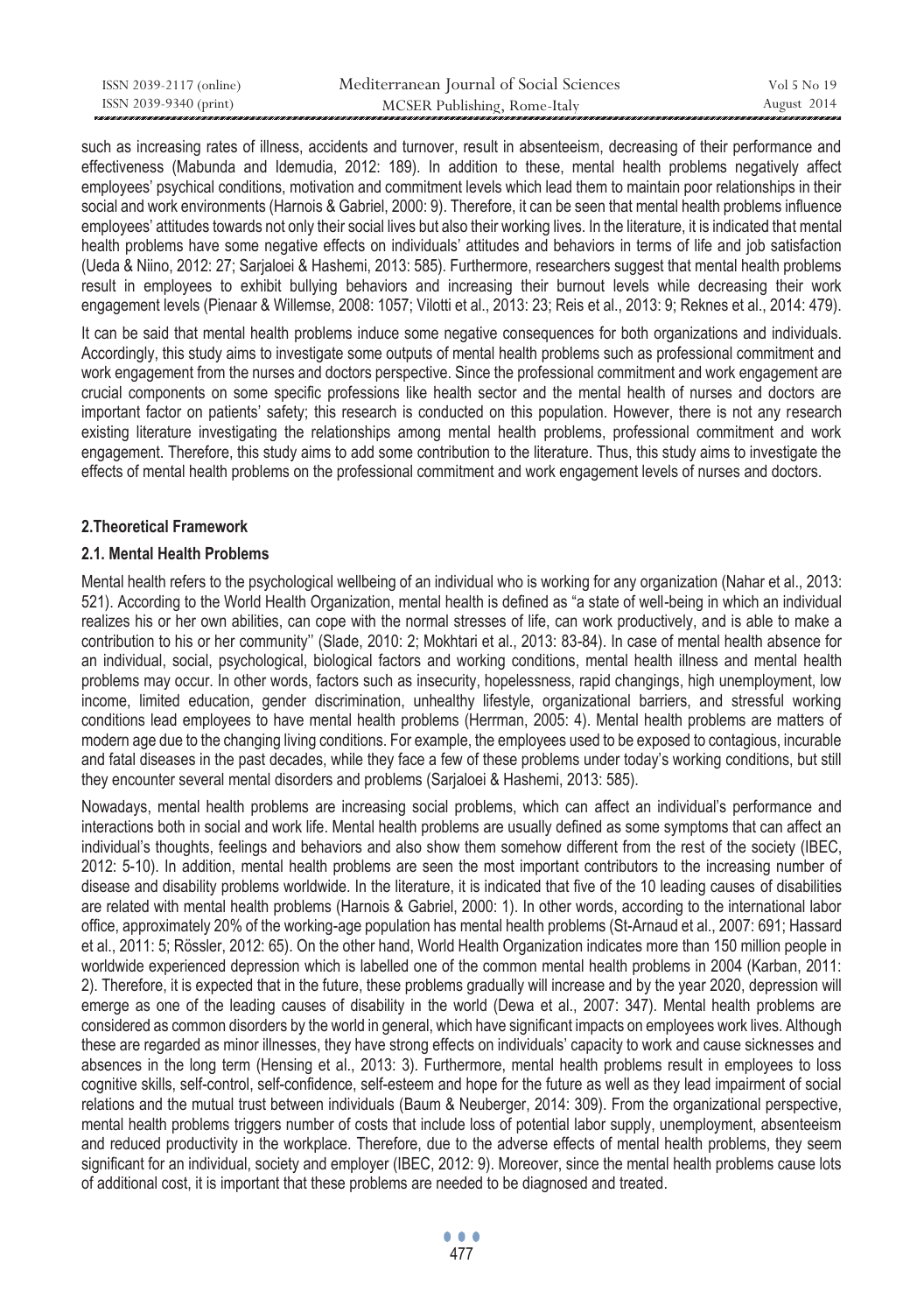such as increasing rates of illness, accidents and turnover, result in absenteeism, decreasing of their performance and effectiveness (Mabunda and Idemudia, 2012: 189). In addition to these, mental health problems negatively affect employees' psychical conditions, motivation and commitment levels which lead them to maintain poor relationships in their social and work environments (Harnois & Gabriel, 2000: 9). Therefore, it can be seen that mental health problems influence employees' attitudes towards not only their social lives but also their working lives. In the literature, it is indicated that mental health problems have some negative effects on individuals' attitudes and behaviors in terms of life and job satisfaction (Ueda & Niino, 2012: 27; Sarjaloei & Hashemi, 2013: 585). Furthermore, researchers suggest that mental health problems result in employees to exhibit bullying behaviors and increasing their burnout levels while decreasing their work engagement levels (Pienaar & Willemse, 2008: 1057; Vilotti et al., 2013: 23; Reis et al., 2013: 9; Reknes et al., 2014: 479).

It can be said that mental health problems induce some negative consequences for both organizations and individuals. Accordingly, this study aims to investigate some outputs of mental health problems such as professional commitment and work engagement from the nurses and doctors perspective. Since the professional commitment and work engagement are crucial components on some specific professions like health sector and the mental health of nurses and doctors are important factor on patients' safety; this research is conducted on this population. However, there is not any research existing literature investigating the relationships among mental health problems, professional commitment and work engagement. Therefore, this study aims to add some contribution to the literature. Thus, this study aims to investigate the effects of mental health problems on the professional commitment and work engagement levels of nurses and doctors.

## 2.Theoretical Framework

### 2.1. Mental Health Problems

Mental health refers to the psychological wellbeing of an individual who is working for any organization (Nahar et al., 2013: 521). According to the World Health Organization, mental health is defined as "a state of well-being in which an individual realizes his or her own abilities, can cope with the normal stresses of life, can work productively, and is able to make a contribution to his or her community'' (Slade, 2010: 2; Mokhtari et al., 2013: 83-84). In case of mental health absence for an individual, social, psychological, biological factors and working conditions, mental health illness and mental health problems may occur. In other words, factors such as insecurity, hopelessness, rapid changings, high unemployment, low income, limited education, gender discrimination, unhealthy lifestyle, organizational barriers, and stressful working conditions lead employees to have mental health problems (Herrman, 2005: 4). Mental health problems are matters of modern age due to the changing living conditions. For example, the employees used to be exposed to contagious, incurable and fatal diseases in the past decades, while they face a few of these problems under today's working conditions, but still they encounter several mental disorders and problems (Sarjaloei & Hashemi, 2013: 585).

Nowadays, mental health problems are increasing social problems, which can affect an individual's performance and interactions both in social and work life. Mental health problems are usually defined as some symptoms that can affect an individual's thoughts, feelings and behaviors and also show them somehow different from the rest of the society (IBEC, 2012: 5-10). In addition, mental health problems are seen the most important contributors to the increasing number of disease and disability problems worldwide. In the literature, it is indicated that five of the 10 leading causes of disabilities are related with mental health problems (Harnois & Gabriel, 2000: 1). In other words, according to the international labor office, approximately 20% of the working-age population has mental health problems (St-Arnaud et al., 2007: 691; Hassard et al., 2011: 5; Rössler, 2012: 65). On the other hand, World Health Organization indicates more than 150 million people in worldwide experienced depression which is labelled one of the common mental health problems in 2004 (Karban, 2011: 2). Therefore, it is expected that in the future, these problems gradually will increase and by the year 2020, depression will emerge as one of the leading causes of disability in the world (Dewa et al., 2007: 347). Mental health problems are considered as common disorders by the world in general, which have significant impacts on employees work lives. Although these are regarded as minor illnesses, they have strong effects on individuals' capacity to work and cause sicknesses and absences in the long term (Hensing et al., 2013: 3). Furthermore, mental health problems result in employees to loss cognitive skills, self-control, self-confidence, self-esteem and hope for the future as well as they lead impairment of social relations and the mutual trust between individuals (Baum & Neuberger, 2014: 309). From the organizational perspective, mental health problems triggers number of costs that include loss of potential labor supply, unemployment, absenteeism and reduced productivity in the workplace. Therefore, due to the adverse effects of mental health problems, they seem significant for an individual, society and employer (IBEC, 2012: 9). Moreover, since the mental health problems cause lots of additional cost, it is important that these problems are needed to be diagnosed and treated.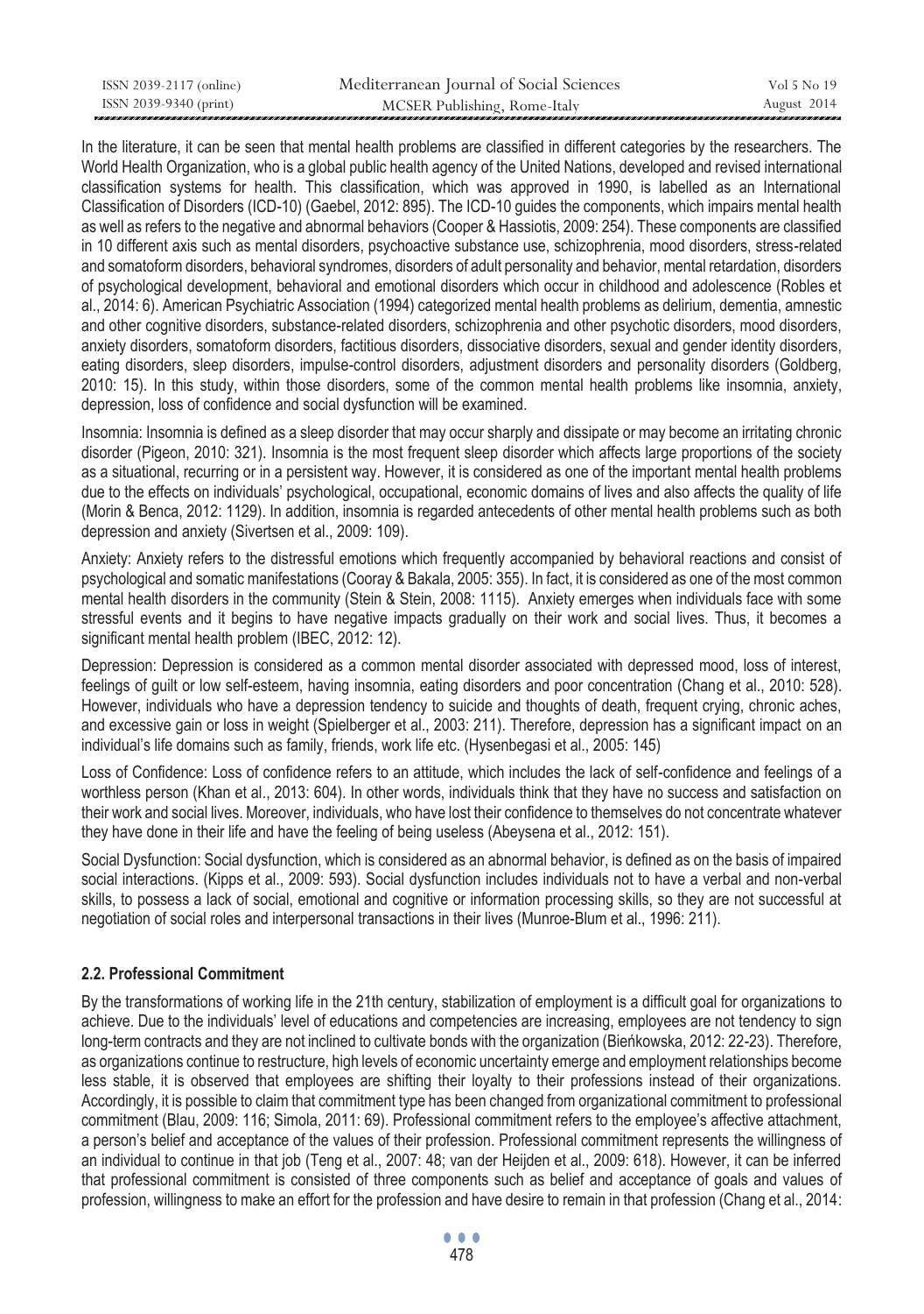In the literature, it can be seen that mental health problems are classified in different categories by the researchers. The World Health Organization, who is a global public health agency of the United Nations, developed and revised international classification systems for health. This classification, which was approved in 1990, is labelled as an International Classification of Disorders (ICD-10) (Gaebel, 2012: 895). The ICD-10 guides the components, which impairs mental health as well as refers to the negative and abnormal behaviors (Cooper & Hassiotis, 2009: 254). These components are classified in 10 different axis such as mental disorders, psychoactive substance use, schizophrenia, mood disorders, stress-related and somatoform disorders, behavioral syndromes, disorders of adult personality and behavior, mental retardation, disorders of psychological development, behavioral and emotional disorders which occur in childhood and adolescence (Robles et al., 2014: 6). American Psychiatric Association (1994) categorized mental health problems as delirium, dementia, amnestic and other cognitive disorders, substance-related disorders, schizophrenia and other psychotic disorders, mood disorders, anxiety disorders, somatoform disorders, factitious disorders, dissociative disorders, sexual and gender identity disorders, eating disorders, sleep disorders, impulse-control disorders, adjustment disorders and personality disorders (Goldberg, 2010: 15). In this study, within those disorders, some of the common mental health problems like insomnia, anxiety, depression, loss of confidence and social dysfunction will be examined.

Insomnia: Insomnia is defined as a sleep disorder that may occur sharply and dissipate or may become an irritating chronic disorder (Pigeon, 2010: 321). Insomnia is the most frequent sleep disorder which affects large proportions of the society as a situational, recurring or in a persistent way. However, it is considered as one of the important mental health problems due to the effects on individuals' psychological, occupational, economic domains of lives and also affects the quality of life (Morin & Benca, 2012: 1129). In addition, insomnia is regarded antecedents of other mental health problems such as both depression and anxiety (Sivertsen et al., 2009: 109).

Anxiety: Anxiety refers to the distressful emotions which frequently accompanied by behavioral reactions and consist of psychological and somatic manifestations (Cooray & Bakala, 2005: 355). In fact, it is considered as one of the most common mental health disorders in the community (Stein & Stein, 2008: 1115). Anxiety emerges when individuals face with some stressful events and it begins to have negative impacts gradually on their work and social lives. Thus, it becomes a significant mental health problem (IBEC, 2012: 12).

Depression: Depression is considered as a common mental disorder associated with depressed mood, loss of interest, feelings of guilt or low self-esteem, having insomnia, eating disorders and poor concentration (Chang et al., 2010: 528). However, individuals who have a depression tendency to suicide and thoughts of death, frequent crying, chronic aches, and excessive gain or loss in weight (Spielberger et al., 2003: 211). Therefore, depression has a significant impact on an individual's life domains such as family, friends, work life etc. (Hysenbegasi et al., 2005: 145)

Loss of Confidence: Loss of confidence refers to an attitude, which includes the lack of self-confidence and feelings of a worthless person (Khan et al., 2013: 604). In other words, individuals think that they have no success and satisfaction on their work and social lives. Moreover, individuals, who have lost their confidence to themselves do not concentrate whatever they have done in their life and have the feeling of being useless (Abeysena et al., 2012: 151).

Social Dysfunction: Social dysfunction, which is considered as an abnormal behavior, is defined as on the basis of impaired social interactions. (Kipps et al., 2009: 593). Social dysfunction includes individuals not to have a verbal and non-verbal skills, to possess a lack of social, emotional and cognitive or information processing skills, so they are not successful at negotiation of social roles and interpersonal transactions in their lives (Munroe-Blum et al., 1996: 211).

### 2.2. Professional Commitment

By the transformations of working life in the 21th century, stabilization of employment is a difficult goal for organizations to achieve. Due to the individuals' level of educations and competencies are increasing, employees are not tendency to sign long-term contracts and they are not inclined to cultivate bonds with the organization (Bieńkowska, 2012: 22-23). Therefore, as organizations continue to restructure, high levels of economic uncertainty emerge and employment relationships become less stable, it is observed that employees are shifting their loyalty to their professions instead of their organizations. Accordingly, it is possible to claim that commitment type has been changed from organizational commitment to professional commitment (Blau, 2009: 116; Simola, 2011: 69). Professional commitment refers to the employee's affective attachment, a person's belief and acceptance of the values of their profession. Professional commitment represents the willingness of an individual to continue in that job (Teng et al., 2007: 48; van der Heijden et al., 2009: 618). However, it can be inferred that professional commitment is consisted of three components such as belief and acceptance of goals and values of profession, willingness to make an effort for the profession and have desire to remain in that profession (Chang et al., 2014: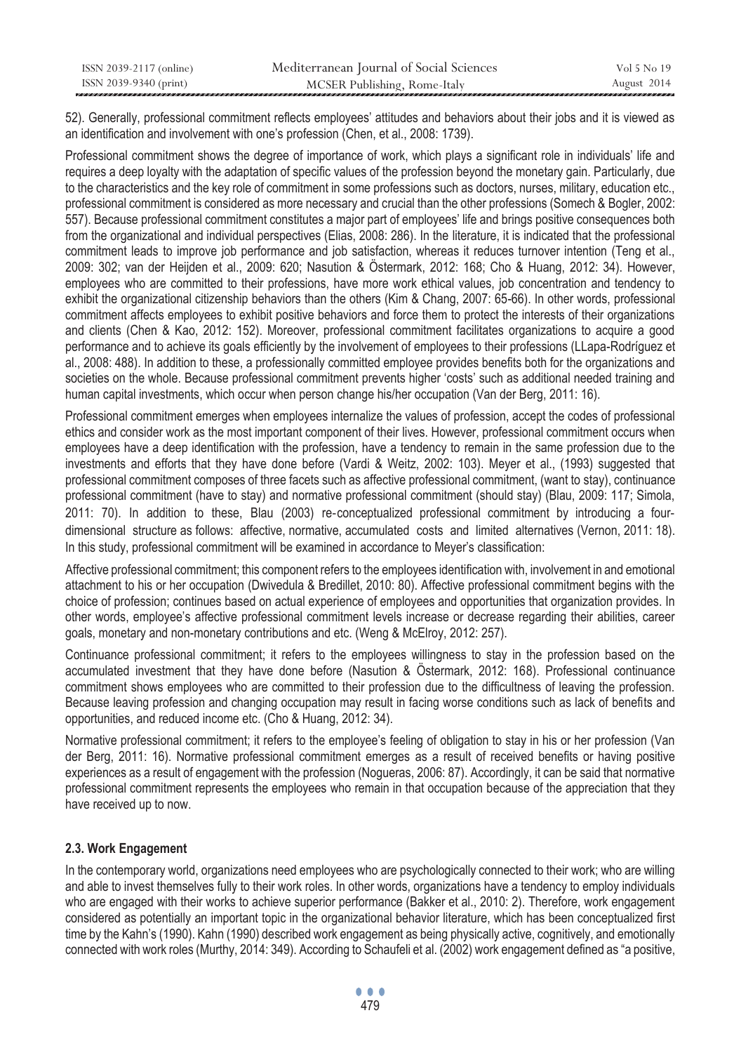52). Generally, professional commitment reflects employees' attitudes and behaviors about their jobs and it is viewed as an identification and involvement with one's profession (Chen, et al., 2008: 1739).

Professional commitment shows the degree of importance of work, which plays a significant role in individuals' life and requires a deep loyalty with the adaptation of specific values of the profession beyond the monetary gain. Particularly, due to the characteristics and the key role of commitment in some professions such as doctors, nurses, military, education etc., professional commitment is considered as more necessary and crucial than the other professions (Somech & Bogler, 2002: 557). Because professional commitment constitutes a major part of employees' life and brings positive consequences both from the organizational and individual perspectives (Elias, 2008: 286). In the literature, it is indicated that the professional commitment leads to improve job performance and job satisfaction, whereas it reduces turnover intention (Teng et al., 2009: 302; van der Heijden et al., 2009: 620; Nasution & Östermark, 2012: 168; Cho & Huang, 2012: 34). However, employees who are committed to their professions, have more work ethical values, job concentration and tendency to exhibit the organizational citizenship behaviors than the others (Kim & Chang, 2007: 65-66). In other words, professional commitment affects employees to exhibit positive behaviors and force them to protect the interests of their organizations and clients (Chen & Kao, 2012: 152). Moreover, professional commitment facilitates organizations to acquire a good performance and to achieve its goals efficiently by the involvement of employees to their professions (LLapa-Rodríguez et al., 2008: 488). In addition to these, a professionally committed employee provides benefits both for the organizations and societies on the whole. Because professional commitment prevents higher 'costs' such as additional needed training and human capital investments, which occur when person change his/her occupation (Van der Berg, 2011: 16).

Professional commitment emerges when employees internalize the values of profession, accept the codes of professional ethics and consider work as the most important component of their lives. However, professional commitment occurs when employees have a deep identification with the profession, have a tendency to remain in the same profession due to the investments and efforts that they have done before (Vardi & Weitz, 2002: 103). Meyer et al., (1993) suggested that professional commitment composes of three facets such as affective professional commitment, (want to stay), continuance professional commitment (have to stay) and normative professional commitment (should stay) (Blau, 2009: 117; Simola, 2011: 70). In addition to these, Blau (2003) re-conceptualized professional commitment by introducing a four-dimensional structure as follows: affective, normative, accumulated costs and limited alternatives (Vernon, 2011: 18). In this study, professional commitment will be examined in accordance to Meyer's classification:

Affective professional commitment; this component refers to the employees identification with, involvement in and emotional attachment to his or her occupation (Dwivedula & Bredillet, 2010: 80). Affective professional commitment begins with the choice of profession; continues based on actual experience of employees and opportunities that organization provides. In other words, employee's affective professional commitment levels increase or decrease regarding their abilities, career goals, monetary and non-monetary contributions and etc. (Weng & McElroy, 2012: 257).

Continuance professional commitment; it refers to the employees willingness to stay in the profession based on the accumulated investment that they have done before (Nasution & Östermark, 2012: 168). Professional continuance commitment shows employees who are committed to their profession due to the difficultness of leaving the profession. Because leaving profession and changing occupation may result in facing worse conditions such as lack of benefits and opportunities, and reduced income etc. (Cho & Huang, 2012: 34).

Normative professional commitment; it refers to the employee's feeling of obligation to stay in his or her profession (Van der Berg, 2011: 16). Normative professional commitment emerges as a result of received benefits or having positive experiences as a result of engagement with the profession (Nogueras, 2006: 87). Accordingly, it can be said that normative professional commitment represents the employees who remain in that occupation because of the appreciation that they have received up to now.

### 2.3. Work Engagement

In the contemporary world, organizations need employees who are psychologically connected to their work; who are willing and able to invest themselves fully to their work roles. In other words, organizations have a tendency to employ individuals who are engaged with their works to achieve superior performance (Bakker et al., 2010: 2). Therefore, work engagement considered as potentially an important topic in the organizational behavior literature, which has been conceptualized first time by the Kahn's (1990). Kahn (1990) described work engagement as being physically active, cognitively, and emotionally connected with work roles (Murthy, 2014: 349). According to Schaufeli et al. (2002) work engagement defined as "a positive,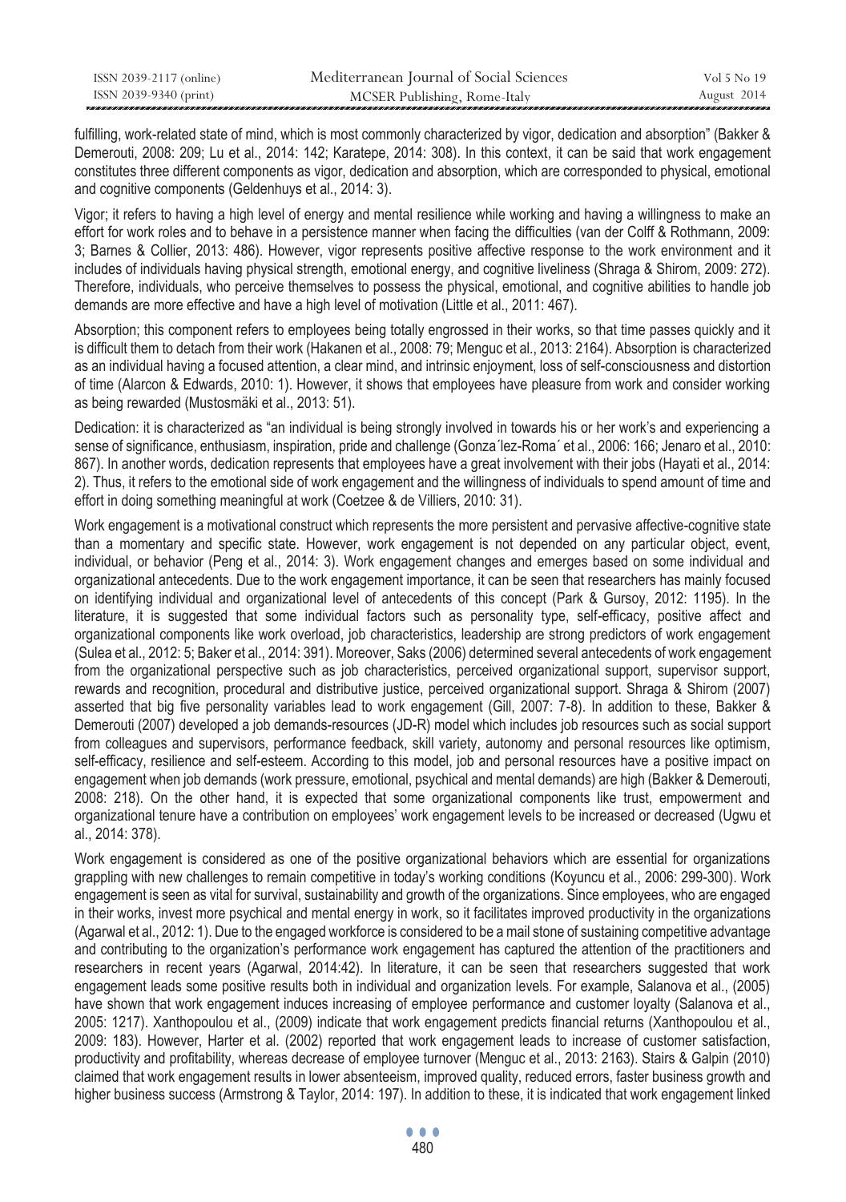fulfilling, work-related state of mind, which is most commonly characterized by vigor, dedication and absorption" (Bakker & Demerouti, 2008: 209; Lu et al., 2014: 142; Karatepe, 2014: 308). In this context, it can be said that work engagement constitutes three different components as vigor, dedication and absorption, which are corresponded to physical, emotional and cognitive components (Geldenhuys et al., 2014: 3).

Vigor; it refers to having a high level of energy and mental resilience while working and having a willingness to make an effort for work roles and to behave in a persistence manner when facing the difficulties (van der Colff & Rothmann, 2009: 3; Barnes & Collier, 2013: 486). However, vigor represents positive affective response to the work environment and it includes of individuals having physical strength, emotional energy, and cognitive liveliness (Shraga & Shirom, 2009: 272). Therefore, individuals, who perceive themselves to possess the physical, emotional, and cognitive abilities to handle job demands are more effective and have a high level of motivation (Little et al., 2011: 467).

Absorption; this component refers to employees being totally engrossed in their works, so that time passes quickly and it is difficult them to detach from their work (Hakanen et al., 2008: 79; Menguc et al., 2013: 2164). Absorption is characterized as an individual having a focused attention, a clear mind, and intrinsic enjoyment, loss of self-consciousness and distortion of time (Alarcon & Edwards, 2010: 1). However, it shows that employees have pleasure from work and consider working as being rewarded (Mustosmäki et al., 2013: 51).

Dedication: it is characterized as "an individual is being strongly involved in towards his or her work's and experiencing a sense of significance, enthusiasm, inspiration, pride and challenge (Gonza´lez-Roma´ et al., 2006: 166; Jenaro et al., 2010: 867). In another words, dedication represents that employees have a great involvement with their jobs (Hayati et al., 2014: 2). Thus, it refers to the emotional side of work engagement and the willingness of individuals to spend amount of time and effort in doing something meaningful at work (Coetzee & de Villiers, 2010: 31).

Work engagement is a motivational construct which represents the more persistent and pervasive affective-cognitive state than a momentary and specific state. However, work engagement is not depended on any particular object, event, individual, or behavior (Peng et al., 2014: 3). Work engagement changes and emerges based on some individual and organizational antecedents. Due to the work engagement importance, it can be seen that researchers has mainly focused on identifying individual and organizational level of antecedents of this concept (Park & Gursoy, 2012: 1195). In the literature, it is suggested that some individual factors such as personality type, self-efficacy, positive affect and organizational components like work overload, job characteristics, leadership are strong predictors of work engagement (Sulea et al., 2012: 5; Baker et al., 2014: 391). Moreover, Saks (2006) determined several antecedents of work engagement from the organizational perspective such as job characteristics, perceived organizational support, supervisor support, rewards and recognition, procedural and distributive justice, perceived organizational support. Shraga & Shirom (2007) asserted that big five personality variables lead to work engagement (Gill, 2007: 7-8). In addition to these, Bakker & Demerouti (2007) developed a job demands-resources (JD-R) model which includes job resources such as social support from colleagues and supervisors, performance feedback, skill variety, autonomy and personal resources like optimism, self-efficacy, resilience and self-esteem. According to this model, job and personal resources have a positive impact on engagement when job demands (work pressure, emotional, psychical and mental demands) are high (Bakker & Demerouti, 2008: 218). On the other hand, it is expected that some organizational components like trust, empowerment and organizational tenure have a contribution on employees' work engagement levels to be increased or decreased (Ugwu et al., 2014: 378).

Work engagement is considered as one of the positive organizational behaviors which are essential for organizations grappling with new challenges to remain competitive in today's working conditions (Koyuncu et al., 2006: 299-300). Work engagement is seen as vital for survival, sustainability and growth of the organizations. Since employees, who are engaged in their works, invest more psychical and mental energy in work, so it facilitates improved productivity in the organizations (Agarwal et al., 2012: 1). Due to the engaged workforce is considered to be a mail stone of sustaining competitive advantage and contributing to the organization's performance work engagement has captured the attention of the practitioners and researchers in recent years (Agarwal, 2014:42). In literature, it can be seen that researchers suggested that work engagement leads some positive results both in individual and organization levels. For example, Salanova et al., (2005) have shown that work engagement induces increasing of employee performance and customer loyalty (Salanova et al., 2005: 1217). Xanthopoulou et al., (2009) indicate that work engagement predicts financial returns (Xanthopoulou et al., 2009: 183). However, Harter et al. (2002) reported that work engagement leads to increase of customer satisfaction, productivity and profitability, whereas decrease of employee turnover (Menguc et al., 2013: 2163). Stairs & Galpin (2010) claimed that work engagement results in lower absenteeism, improved quality, reduced errors, faster business growth and higher business success (Armstrong & Taylor, 2014: 197). In addition to these, it is indicated that work engagement linked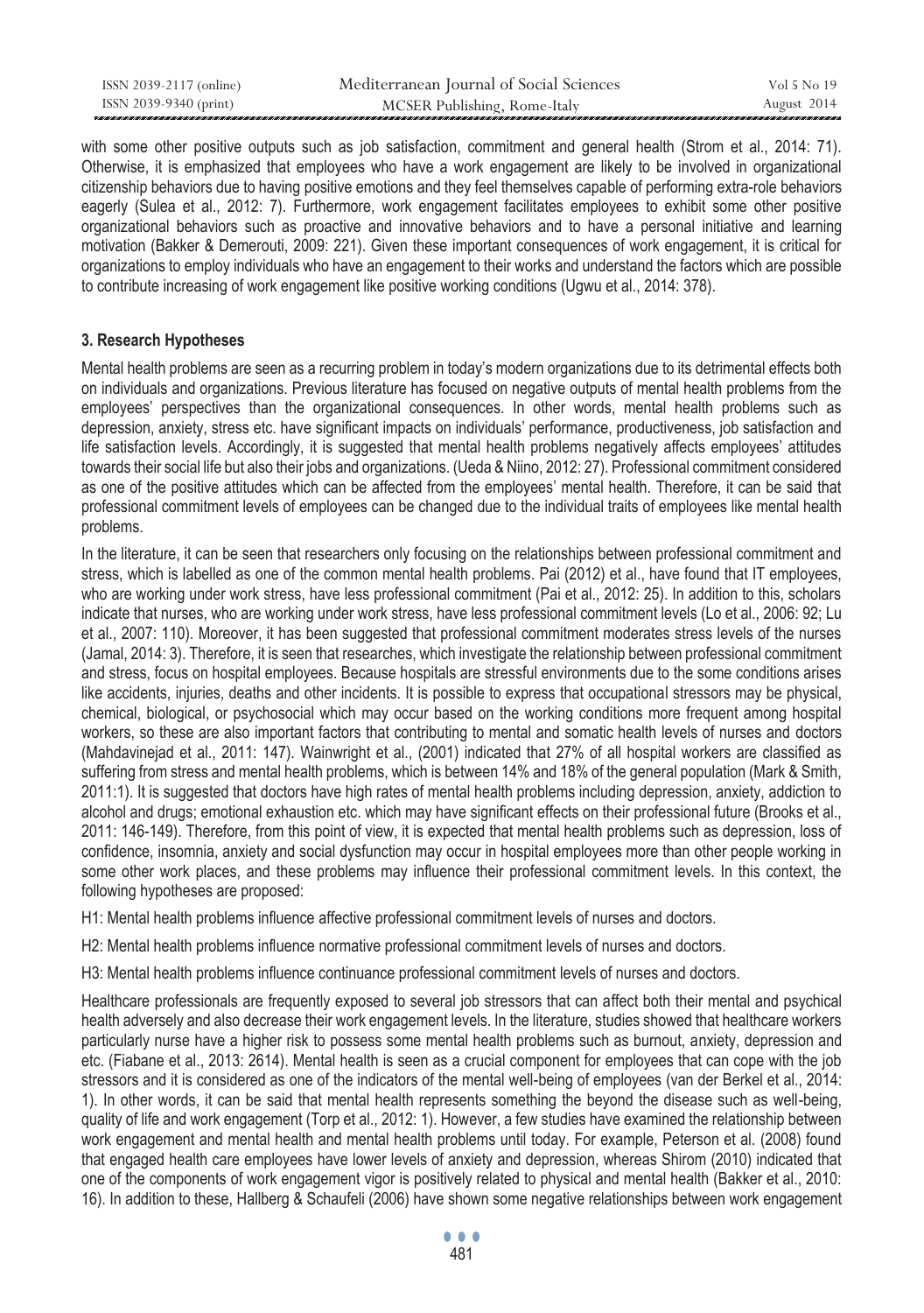with some other positive outputs such as job satisfaction, commitment and general health (Strom et al., 2014: 71). Otherwise, it is emphasized that employees who have a work engagement are likely to be involved in organizational citizenship behaviors due to having positive emotions and they feel themselves capable of performing extra-role behaviors eagerly (Sulea et al., 2012: 7). Furthermore, work engagement facilitates employees to exhibit some other positive organizational behaviors such as proactive and innovative behaviors and to have a personal initiative and learning motivation (Bakker & Demerouti, 2009: 221). Given these important consequences of work engagement, it is critical for organizations to employ individuals who have an engagement to their works and understand the factors which are possible to contribute increasing of work engagement like positive working conditions (Ugwu et al., 2014: 378).

### 3. Research Hypotheses

Mental health problems are seen as a recurring problem in today's modern organizations due to its detrimental effects both on individuals and organizations. Previous literature has focused on negative outputs of mental health problems from the employees' perspectives than the organizational consequences. In other words, mental health problems such as depression, anxiety, stress etc. have significant impacts on individuals' performance, productiveness, job satisfaction and life satisfaction levels. Accordingly, it is suggested that mental health problems negatively affects employees' attitudes towards their social life but also their jobs and organizations. (Ueda & Niino, 2012: 27). Professional commitment considered as one of the positive attitudes which can be affected from the employees' mental health. Therefore, it can be said that professional commitment levels of employees can be changed due to the individual traits of employees like mental health problems.

In the literature, it can be seen that researchers only focusing on the relationships between professional commitment and stress, which is labelled as one of the common mental health problems. Pai (2012) et al., have found that IT employees, who are working under work stress, have less professional commitment (Pai et al., 2012: 25). In addition to this, scholars indicate that nurses, who are working under work stress, have less professional commitment levels (Lo et al., 2006: 92; Lu et al., 2007: 110). Moreover, it has been suggested that professional commitment moderates stress levels of the nurses (Jamal, 2014: 3). Therefore, it is seen that researches, which investigate the relationship between professional commitment and stress, focus on hospital employees. Because hospitals are stressful environments due to the some conditions arises like accidents, injuries, deaths and other incidents. It is possible to express that occupational stressors may be physical, chemical, biological, or psychosocial which may occur based on the working conditions more frequent among hospital workers, so these are also important factors that contributing to mental and somatic health levels of nurses and doctors (Mahdavinejad et al., 2011: 147). Wainwright et al., (2001) indicated that 27% of all hospital workers are classified as suffering from stress and mental health problems, which is between 14% and 18% of the general population (Mark & Smith, 2011:1). It is suggested that doctors have high rates of mental health problems including depression, anxiety, addiction to alcohol and drugs; emotional exhaustion etc. which may have significant effects on their professional future (Brooks et al., 2011: 146-149). Therefore, from this point of view, it is expected that mental health problems such as depression, loss of confidence, insomnia, anxiety and social dysfunction may occur in hospital employees more than other people working in some other work places, and these problems may influence their professional commitment levels. In this context, the following hypotheses are proposed:

H1: Mental health problems influence affective professional commitment levels of nurses and doctors.

H2: Mental health problems influence normative professional commitment levels of nurses and doctors.

H3: Mental health problems influence continuance professional commitment levels of nurses and doctors.

Healthcare professionals are frequently exposed to several job stressors that can affect both their mental and psychical health adversely and also decrease their work engagement levels. In the literature, studies showed that healthcare workers particularly nurse have a higher risk to possess some mental health problems such as burnout, anxiety, depression and etc. (Fiabane et al., 2013: 2614). Mental health is seen as a crucial component for employees that can cope with the job stressors and it is considered as one of the indicators of the mental well-being of employees (van der Berkel et al., 2014: 1). In other words, it can be said that mental health represents something the beyond the disease such as well-being, quality of life and work engagement (Torp et al., 2012: 1). However, a few studies have examined the relationship between work engagement and mental health and mental health problems until today. For example, Peterson et al. (2008) found that engaged health care employees have lower levels of anxiety and depression, whereas Shirom (2010) indicated that one of the components of work engagement vigor is positively related to physical and mental health (Bakker et al., 2010: 16). In addition to these, Hallberg & Schaufeli (2006) have shown some negative relationships between work engagement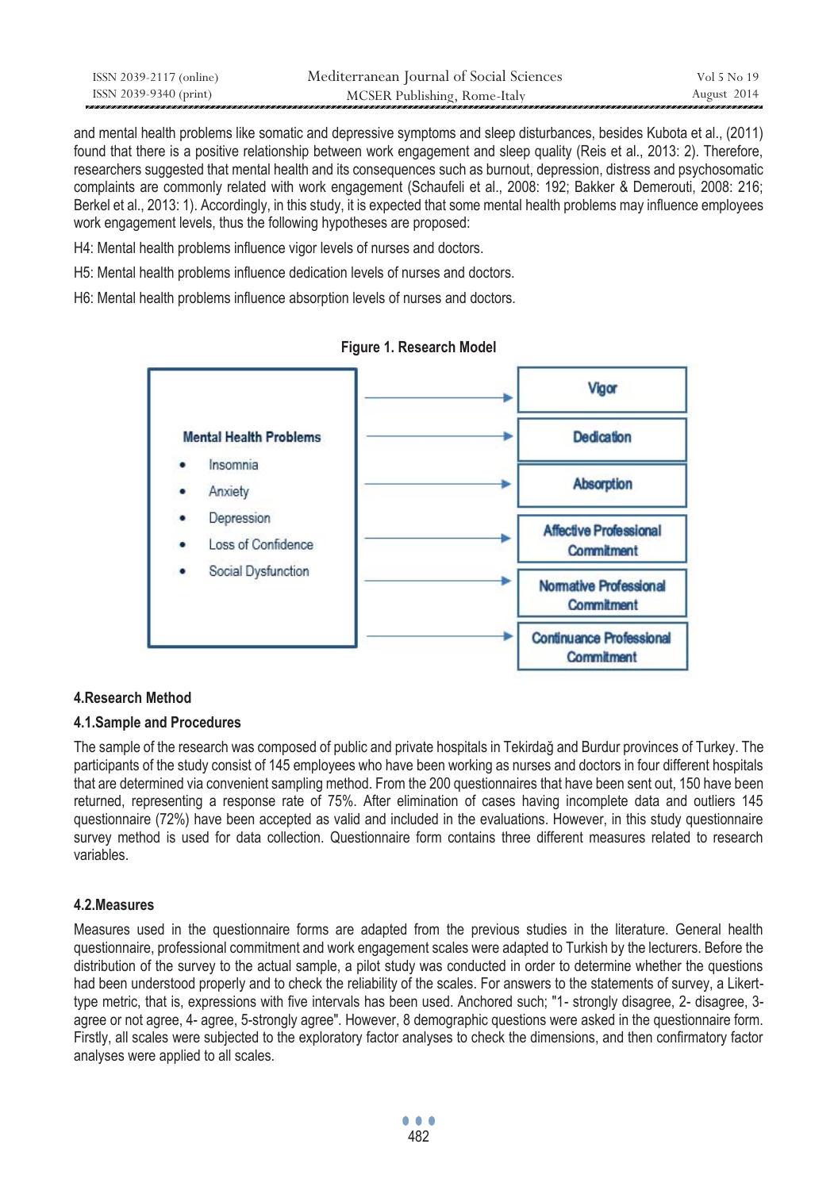and mental health problems like somatic and depressive symptoms and sleep disturbances, besides Kubota et al., (2011) found that there is a positive relationship between work engagement and sleep quality (Reis et al., 2013: 2). Therefore, researchers suggested that mental health and its consequences such as burnout, depression, distress and psychosomatic complaints are commonly related with work engagement (Schaufeli et al., 2008: 192; Bakker & Demerouti, 2008: 216; Berkel et al., 2013: 1). Accordingly, in this study, it is expected that some mental health problems may influence employees work engagement levels, thus the following hypotheses are proposed:

H4: Mental health problems influence vigor levels of nurses and doctors.

H5: Mental health problems influence dedication levels of nurses and doctors.

H6: Mental health problems influence absorption levels of nurses and doctors.

**Figure 1. Research Model**

**Mental Health Problems**
- Insomnia
- Anxiety
- Depression
- Loss of Confidence
- Social Dysfunction

→ Vigor
→ Dedication
→ Absorption
→ Affective Professional Commitment
→ Normative Professional Commitment
→ Continuance Professional Commitment

## 4.Research Method

### 4.1.Sample and Procedures

The sample of the research was composed of public and private hospitals in Tekirdağ and Burdur provinces of Turkey. The participants of the study consist of 145 employees who have been working as nurses and doctors in four different hospitals that are determined via convenient sampling method. From the 200 questionnaires that have been sent out, 150 have been returned, representing a response rate of 75%. After elimination of cases having incomplete data and outliers 145 questionnaire (72%) have been accepted as valid and included in the evaluations. However, in this study questionnaire survey method is used for data collection. Questionnaire form contains three different measures related to research variables.

### 4.2.Measures

Measures used in the questionnaire forms are adapted from the previous studies in the literature. General health questionnaire, professional commitment and work engagement scales were adapted to Turkish by the lecturers. Before the distribution of the survey to the actual sample, a pilot study was conducted in order to determine whether the questions had been understood properly and to check the reliability of the scales. For answers to the statements of survey, a Likert-type metric, that is, expressions with five intervals has been used. Anchored such; "1- strongly disagree, 2- disagree, 3- agree or not agree, 4- agree, 5-strongly agree". However, 8 demographic questions were asked in the questionnaire form. Firstly, all scales were subjected to the exploratory factor analyses to check the dimensions, and then confirmatory factor analyses were applied to all scales.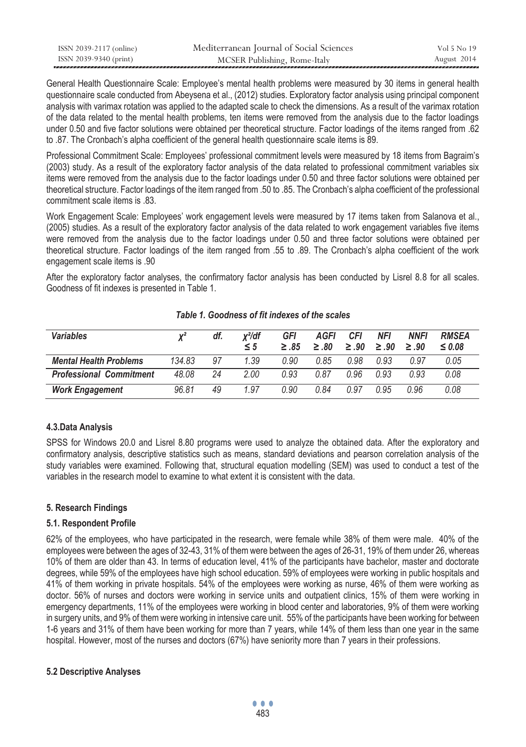General Health Questionnaire Scale: Employee's mental health problems were measured by 30 items in general health questionnaire scale conducted from Abeysena et al., (2012) studies. Exploratory factor analysis using principal component analysis with varimax rotation was applied to the adapted scale to check the dimensions. As a result of the varimax rotation of the data related to the mental health problems, ten items were removed from the analysis due to the factor loadings under 0.50 and five factor solutions were obtained per theoretical structure. Factor loadings of the items ranged from .62 to .87. The Cronbach's alpha coefficient of the general health questionnaire scale items is 89.

Professional Commitment Scale: Employees' professional commitment levels were measured by 18 items from Bagraim's (2003) study. As a result of the exploratory factor analysis of the data related to professional commitment variables six items were removed from the analysis due to the factor loadings under 0.50 and three factor solutions were obtained per theoretical structure. Factor loadings of the item ranged from .50 to .85. The Cronbach's alpha coefficient of the professional commitment scale items is .83.

Work Engagement Scale: Employees' work engagement levels were measured by 17 items taken from Salanova et al., (2005) studies. As a result of the exploratory factor analysis of the data related to work engagement variables five items were removed from the analysis due to the factor loadings under 0.50 and three factor solutions were obtained per theoretical structure. Factor loadings of the item ranged from .55 to .89. The Cronbach's alpha coefficient of the work engagement scale items is .90

After the exploratory factor analyses, the confirmatory factor analysis has been conducted by Lisrel 8.8 for all scales. Goodness of fit indexes is presented in Table 1.

*Table 1. Goodness of fit indexes of the scales*

| *Variables* | $\chi^2$ | *df.* | $\chi^2/df \leq 5$ | *GFI* $\geq .85$ | *AGFI* $\geq .80$ | *CFI* $\geq .90$ | *NFI* $\geq .90$ | *NNFI* $\geq .90$ | *RMSEA* $\leq 0.08$ |
|---|---|---|---|---|---|---|---|---|---|
| ***Mental Health Problems*** | 134.83 | 97 | 1.39 | 0.90 | 0.85 | 0.98 | 0.93 | 0.97 | 0.05 |
| ***Professional Commitment*** | 48.08 | 24 | 2.00 | 0.93 | 0.87 | 0.96 | 0.93 | 0.93 | 0.08 |
| ***Work Engagement*** | 96.81 | 49 | 1.97 | 0.90 | 0.84 | 0.97 | 0.95 | 0.96 | 0.08 |

### 4.3.Data Analysis

SPSS for Windows 20.0 and Lisrel 8.80 programs were used to analyze the obtained data. After the exploratory and confirmatory analysis, descriptive statistics such as means, standard deviations and pearson correlation analysis of the study variables were examined. Following that, structural equation modelling (SEM) was used to conduct a test of the variables in the research model to examine to what extent it is consistent with the data.

## 5. Research Findings

### 5.1. Respondent Profile

62% of the employees, who have participated in the research, were female while 38% of them were male. 40% of the employees were between the ages of 32-43, 31% of them were between the ages of 26-31, 19% of them under 26, whereas 10% of them are older than 43. In terms of education level, 41% of the participants have bachelor, master and doctorate degrees, while 59% of the employees have high school education. 59% of employees were working in public hospitals and 41% of them working in private hospitals. 54% of the employees were working as nurse, 46% of them were working as doctor. 56% of nurses and doctors were working in service units and outpatient clinics, 15% of them were working in emergency departments, 11% of the employees were working in blood center and laboratories, 9% of them were working in surgery units, and 9% of them were working in intensive care unit. 55% of the participants have been working for between 1-6 years and 31% of them have been working for more than 7 years, while 14% of them less than one year in the same hospital. However, most of the nurses and doctors (67%) have seniority more than 7 years in their professions.

### 5.2 Descriptive Analyses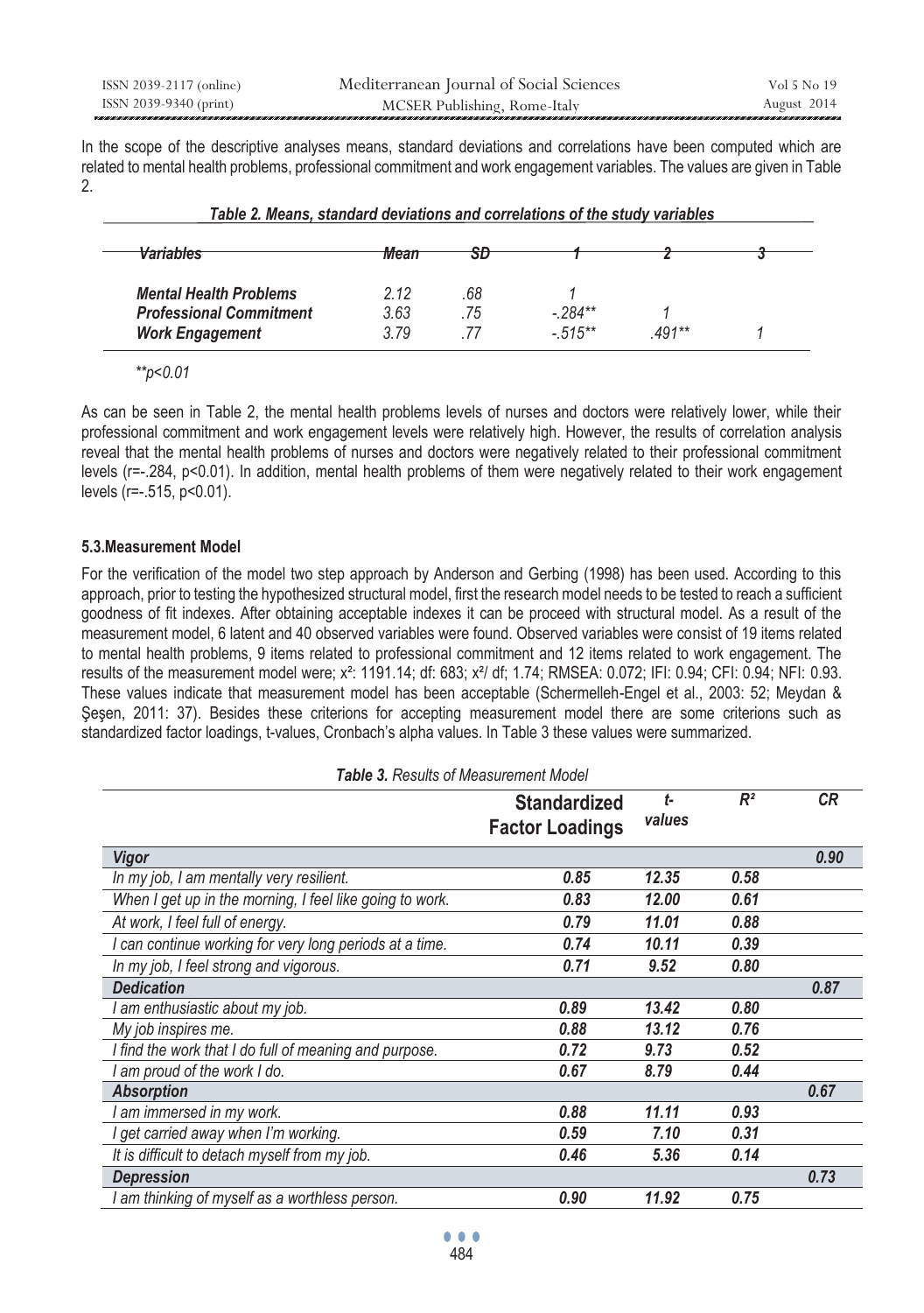In the scope of the descriptive analyses means, standard deviations and correlations have been computed which are related to mental health problems, professional commitment and work engagement variables. The values are given in Table 2.

***Table 2. Means, standard deviations and correlations of the study variables***

| *Variables* | *Mean* | *SD* | *1* | *2* | *3* |
|---|---|---|---|---|---|
| ***Mental Health Problems*** | *2.12* | *.68* | *1* | | |
| ***Professional Commitment*** | *3.63* | *.75* | *-.284\*\** | *1* | |
| ***Work Engagement*** | *3.79* | *.77* | *-.515\*\** | *.491\*\** | *1* |

*\*\*p<0.01*

As can be seen in Table 2, the mental health problems levels of nurses and doctors were relatively lower, while their professional commitment and work engagement levels were relatively high. However, the results of correlation analysis reveal that the mental health problems of nurses and doctors were negatively related to their professional commitment levels (r=-.284, p<0.01). In addition, mental health problems of them were negatively related to their work engagement levels (r=-.515, p<0.01).

### 5.3. Measurement Model

For the verification of the model two step approach by Anderson and Gerbing (1998) has been used. According to this approach, prior to testing the hypothesized structural model, first the research model needs to be tested to reach a sufficient goodness of fit indexes. After obtaining acceptable indexes it can be proceed with structural model. As a result of the measurement model, 6 latent and 40 observed variables were found. Observed variables were consist of 19 items related to mental health problems, 9 items related to professional commitment and 12 items related to work engagement. The results of the measurement model were; $x^2$: 1191.14; df: 683; $x^2$/ df; 1.74; RMSEA: 0.072; IFI: 0.94; CFI: 0.94; NFI: 0.93. These values indicate that measurement model has been acceptable (Schermelleh-Engel et al., 2003: 52; Meydan & Şeşen, 2011: 37). Besides these criterions for accepting measurement model there are some criterions such as standardized factor loadings, t-values, Cronbach's alpha values. In Table 3 these values were summarized.

***Table 3.** Results of Measurement Model*

| | **Standardized Factor Loadings** | ***t-values*** | ***$R^2$*** | ***CR*** |
|---|---|---|---|---|
| ***Vigor*** | | | | ***0.90*** |
| *In my job, I am mentally very resilient.* | ***0.85*** | ***12.35*** | ***0.58*** | |
| *When I get up in the morning, I feel like going to work.* | ***0.83*** | ***12.00*** | ***0.61*** | |
| *At work, I feel full of energy.* | ***0.79*** | ***11.01*** | ***0.88*** | |
| *I can continue working for very long periods at a time.* | ***0.74*** | ***10.11*** | ***0.39*** | |
| *In my job, I feel strong and vigorous.* | ***0.71*** | ***9.52*** | ***0.80*** | |
| ***Dedication*** | | | | ***0.87*** |
| *I am enthusiastic about my job.* | ***0.89*** | ***13.42*** | ***0.80*** | |
| *My job inspires me.* | ***0.88*** | ***13.12*** | ***0.76*** | |
| *I find the work that I do full of meaning and purpose.* | ***0.72*** | ***9.73*** | ***0.52*** | |
| *I am proud of the work I do.* | ***0.67*** | ***8.79*** | ***0.44*** | |
| ***Absorption*** | | | | ***0.67*** |
| *I am immersed in my work.* | ***0.88*** | ***11.11*** | ***0.93*** | |
| *I get carried away when I'm working.* | ***0.59*** | ***7.10*** | ***0.31*** | |
| *It is difficult to detach myself from my job.* | ***0.46*** | ***5.36*** | ***0.14*** | |
| ***Depression*** | | | | ***0.73*** |
| *I am thinking of myself as a worthless person.* | ***0.90*** | ***11.92*** | ***0.75*** | |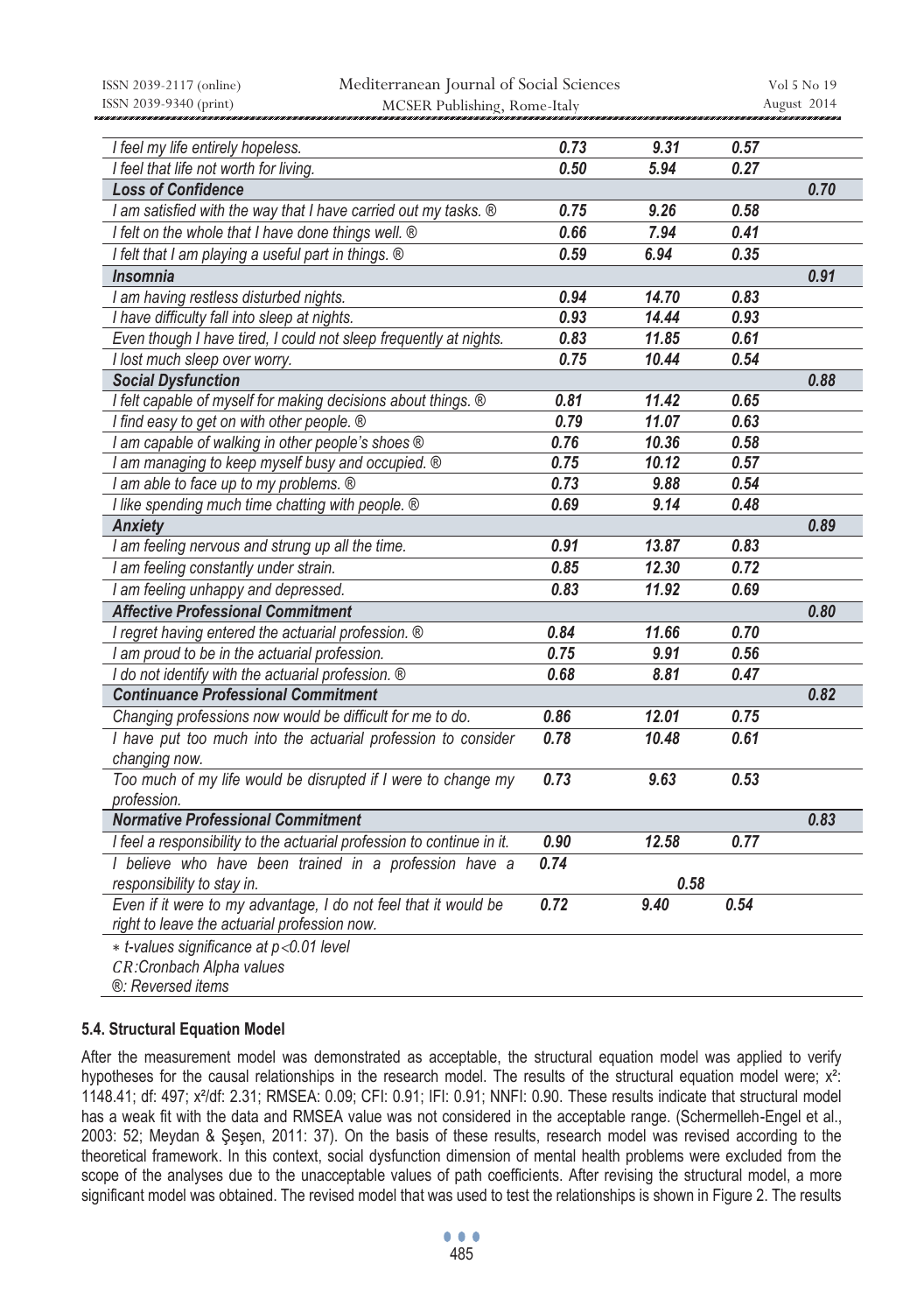| | | | | |
|---|---|---|---|---|
| *I feel my life entirely hopeless.* | ***0.73*** | ***9.31*** | ***0.57*** | |
| *I feel that life not worth for living.* | ***0.50*** | ***5.94*** | ***0.27*** | |
| ***Loss of Confidence*** | | | | ***0.70*** |
| *I am satisfied with the way that I have carried out my tasks. ®* | ***0.75*** | ***9.26*** | ***0.58*** | |
| *I felt on the whole that I have done things well. ®* | ***0.66*** | ***7.94*** | ***0.41*** | |
| *I felt that I am playing a useful part in things. ®* | ***0.59*** | ***6.94*** | ***0.35*** | |
| ***Insomnia*** | | | | ***0.91*** |
| *I am having restless disturbed nights.* | ***0.94*** | ***14.70*** | ***0.83*** | |
| *I have difficulty fall into sleep at nights.* | ***0.93*** | ***14.44*** | ***0.93*** | |
| *Even though I have tired, I could not sleep frequently at nights.* | ***0.83*** | ***11.85*** | ***0.61*** | |
| *I lost much sleep over worry.* | ***0.75*** | ***10.44*** | ***0.54*** | |
| ***Social Dysfunction*** | | | | ***0.88*** |
| *I felt capable of myself for making decisions about things. ®* | ***0.81*** | ***11.42*** | ***0.65*** | |
| *I find easy to get on with other people. ®* | ***0.79*** | ***11.07*** | ***0.63*** | |
| *I am capable of walking in other people's shoes ®* | ***0.76*** | ***10.36*** | ***0.58*** | |
| *I am managing to keep myself busy and occupied. ®* | ***0.75*** | ***10.12*** | ***0.57*** | |
| *I am able to face up to my problems. ®* | ***0.73*** | ***9.88*** | ***0.54*** | |
| *I like spending much time chatting with people. ®* | ***0.69*** | ***9.14*** | ***0.48*** | |
| ***Anxiety*** | | | | ***0.89*** |
| *I am feeling nervous and strung up all the time.* | ***0.91*** | ***13.87*** | ***0.83*** | |
| *I am feeling constantly under strain.* | ***0.85*** | ***12.30*** | ***0.72*** | |
| *I am feeling unhappy and depressed.* | ***0.83*** | ***11.92*** | ***0.69*** | |
| ***Affective Professional Commitment*** | | | | ***0.80*** |
| *I regret having entered the actuarial profession. ®* | ***0.84*** | ***11.66*** | ***0.70*** | |
| *I am proud to be in the actuarial profession.* | ***0.75*** | ***9.91*** | ***0.56*** | |
| *I do not identify with the actuarial profession. ®* | ***0.68*** | ***8.81*** | ***0.47*** | |
| ***Continuance Professional Commitment*** | | | | ***0.82*** |
| *Changing professions now would be difficult for me to do.* | ***0.86*** | ***12.01*** | ***0.75*** | |
| *I have put too much into the actuarial profession to consider changing now.* | ***0.78*** | ***10.48*** | ***0.61*** | |
| *Too much of my life would be disrupted if I were to change my profession.* | ***0.73*** | ***9.63*** | ***0.53*** | |
| ***Normative Professional Commitment*** | | | | ***0.83*** |
| *I feel a responsibility to the actuarial profession to continue in it.* | ***0.90*** | ***12.58*** | ***0.77*** | |
| *I believe who have been trained in a profession have a responsibility to stay in.* | ***0.74*** | ***0.58*** | | |
| *Even if it were to my advantage, I do not feel that it would be right to leave the actuarial profession now.* | ***0.72*** | ***9.40*** | ***0.54*** | |

*∗ t-values significance at $p<0.01$ level*
*CR:Cronbach Alpha values*
*®: Reversed items*

### 5.4. Structural Equation Model

After the measurement model was demonstrated as acceptable, the structural equation model was applied to verify hypotheses for the causal relationships in the research model. The results of the structural equation model were; $x^2$: 1148.41; df: 497; $x^2$/df: 2.31; RMSEA: 0.09; CFI: 0.91; IFI: 0.91; NNFI: 0.90. These results indicate that structural model has a weak fit with the data and RMSEA value was not considered in the acceptable range. (Schermelleh-Engel et al., 2003: 52; Meydan & Şeşen, 2011: 37). On the basis of these results, research model was revised according to the theoretical framework. In this context, social dysfunction dimension of mental health problems were excluded from the scope of the analyses due to the unacceptable values of path coefficients. After revising the structural model, a more significant model was obtained. The revised model that was used to test the relationships is shown in Figure 2. The results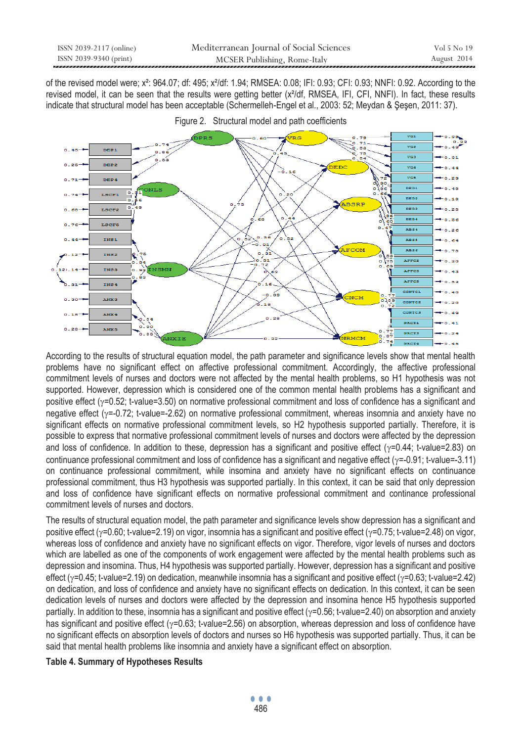of the revised model were; $x^2$: 964.07; df: 495; $x^2$/df: 1.94; RMSEA: 0.08; IFI: 0.93; CFI: 0.93; NNFI: 0.92. According to the revised model, it can be seen that the results were getting better ($x^2$/df, RMSEA, IFI, CFI, NNFI). In fact, these results indicate that structural model has been acceptable (Schermelleh-Engel et al., 2003: 52; Meydan & Şeşen, 2011: 37).

Figure 2. Structural model and path coefficients

According to the results of structural equation model, the path parameter and significance levels show that mental health problems have no significant effect on affective professional commitment. Accordingly, the affective professional commitment levels of nurses and doctors were not affected by the mental health problems, so H1 hypothesis was not supported. However, depression which is considered one of the common mental health problems has a significant and positive effect ($\gamma$=0.52; t-value=3.50) on normative professional commitment and loss of confidence has a significant and negative effect ($\gamma$=-0.72; t-value=-2.62) on normative professional commitment, whereas insomnia and anxiety have no significant effects on normative professional commitment levels, so H2 hypothesis supported partially. Therefore, it is possible to express that normative professional commitment levels of nurses and doctors were affected by the depression and loss of confidence. In addition to these, depression has a significant and positive effect ($\gamma$=0.44; t-value=2.83) on continuance professional commitment and loss of confidence has a significant and negative effect ($\gamma$=-0.91; t-value=-3.11) on continuance professional commitment, while insomina and anxiety have no significant effects on continuance professional commitment, thus H3 hypothesis was supported partially. In this context, it can be said that only depression and loss of confidence have significant effects on normative professional commitment and continance professional commitment levels of nurses and doctors.

The results of structural equation model, the path parameter and significance levels show depression has a significant and positive effect ($\gamma$=0.60; t-value=2.19) on vigor, insomnia has a significant and positive effect ($\gamma$=0.75; t-value=2.48) on vigor, whereas loss of confidence and anxiety have no significant effects on vigor. Therefore, vigor levels of nurses and doctors which are labelled as one of the components of work engagement were affected by the mental health problems such as depression and insomina. Thus, H4 hypothesis was supported partially. However, depression has a significant and positive effect ($\gamma$=0.45; t-value=2.19) on dedication, meanwhile insomnia has a significant and positive effect ($\gamma$=0.63; t-value=2.42) on dedication, and loss of confidence and anxiety have no significant effects on dedication. In this context, it can be seen dedication levels of nurses and doctors were affected by the depression and insomina hence H5 hypothesis supported partially. In addition to these, insomnia has a significant and positive effect ($\gamma$=0.56; t-value=2.40) on absorption and anxiety has significant and positive effect ($\gamma$=0.63; t-value=2.56) on absorption, whereas depression and loss of confidence have no significant effects on absorption levels of doctors and nurses so H6 hypothesis was supported partially. Thus, it can be said that mental health problems like insomnia and anxiety have a significant effect on absorption.

**Table 4. Summary of Hypotheses Results**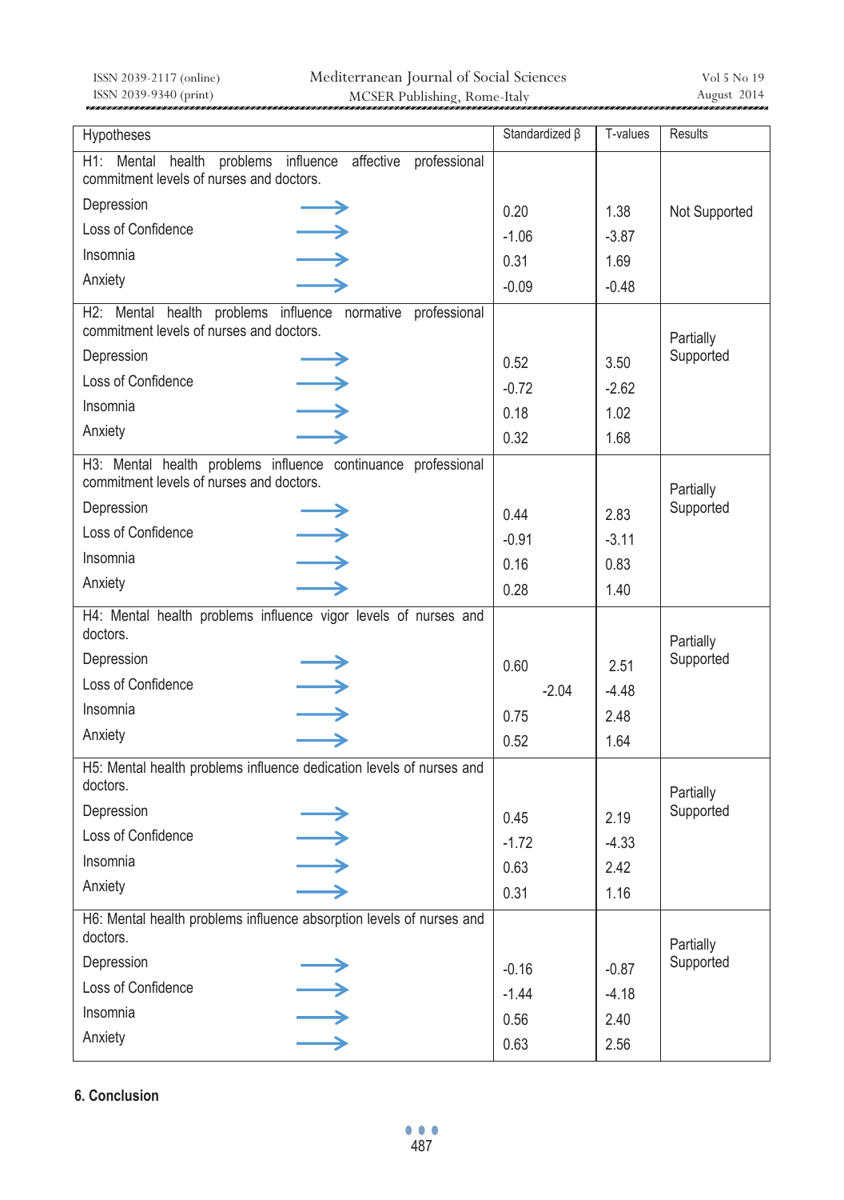| Hypotheses | Standardized β | T-values | Results |
|---|---|---|---|
| H1: Mental health problems influence affective professional commitment levels of nurses and doctors. | | | |
| Depression → | 0.20 | 1.38 | Not Supported |
| Loss of Confidence → | -1.06 | -3.87 | |
| Insomnia → | 0.31 | 1.69 | |
| Anxiety → | -0.09 | -0.48 | |
| H2: Mental health problems influence normative professional commitment levels of nurses and doctors. | | | Partially Supported |
| Depression → | 0.52 | 3.50 | |
| Loss of Confidence → | -0.72 | -2.62 | |
| Insomnia → | 0.18 | 1.02 | |
| Anxiety → | 0.32 | 1.68 | |
| H3: Mental health problems influence continuance professional commitment levels of nurses and doctors. | | | Partially Supported |
| Depression → | 0.44 | 2.83 | |
| Loss of Confidence → | -0.91 | -3.11 | |
| Insomnia → | 0.16 | 0.83 | |
| Anxiety → | 0.28 | 1.40 | |
| H4: Mental health problems influence vigor levels of nurses and doctors. | | | Partially Supported |
| Depression → | 0.60 | 2.51 | |
| Loss of Confidence → | -2.04 | -4.48 | |
| Insomnia → | 0.75 | 2.48 | |
| Anxiety → | 0.52 | 1.64 | |
| H5: Mental health problems influence dedication levels of nurses and doctors. | | | Partially Supported |
| Depression → | 0.45 | 2.19 | |
| Loss of Confidence → | -1.72 | -4.33 | |
| Insomnia → | 0.63 | 2.42 | |
| Anxiety → | 0.31 | 1.16 | |
| H6: Mental health problems influence absorption levels of nurses and doctors. | | | Partially Supported |
| Depression → | -0.16 | -0.87 | |
| Loss of Confidence → | -1.44 | -4.18 | |
| Insomnia → | 0.56 | 2.40 | |
| Anxiety → | 0.63 | 2.56 | |

## 6. Conclusion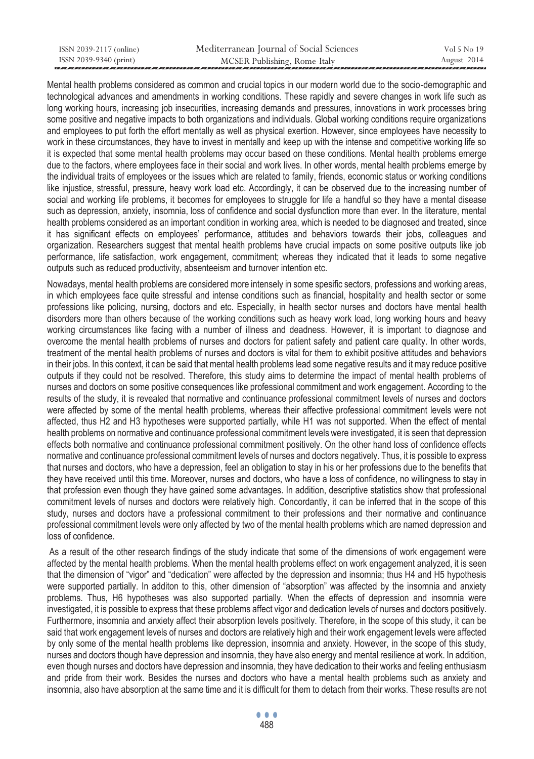Mental health problems considered as common and crucial topics in our modern world due to the socio-demographic and technological advances and amendments in working conditions. These rapidly and severe changes in work life such as long working hours, increasing job insecurities, increasing demands and pressures, innovations in work processes bring some positive and negative impacts to both organizations and individuals. Global working conditions require organizations and employees to put forth the effort mentally as well as physical exertion. However, since employees have necessity to work in these circumstances, they have to invest in mentally and keep up with the intense and competitive working life so it is expected that some mental health problems may occur based on these conditions. Mental health problems emerge due to the factors, where employees face in their social and work lives. In other words, mental health problems emerge by the individual traits of employees or the issues which are related to family, friends, economic status or working conditions like injustice, stressful, pressure, heavy work load etc. Accordingly, it can be observed due to the increasing number of social and working life problems, it becomes for employees to struggle for life a handful so they have a mental disease such as depression, anxiety, insomnia, loss of confidence and social dysfunction more than ever. In the literature, mental health problems considered as an important condition in working area, which is needed to be diagnosed and treated, since it has significant effects on employees' performance, attitudes and behaviors towards their jobs, colleagues and organization. Researchers suggest that mental health problems have crucial impacts on some positive outputs like job performance, life satisfaction, work engagement, commitment; whereas they indicated that it leads to some negative outputs such as reduced productivity, absenteeism and turnover intention etc.

Nowadays, mental health problems are considered more intensely in some spesific sectors, professions and working areas, in which employees face quite stressful and intense conditions such as financial, hospitality and health sector or some professions like policing, nursing, doctors and etc. Especially, in health sector nurses and doctors have mental health disorders more than others because of the working conditions such as heavy work load, long working hours and heavy working circumstances like facing with a number of illness and deadness. However, it is important to diagnose and overcome the mental health problems of nurses and doctors for patient safety and patient care quality. In other words, treatment of the mental health problems of nurses and doctors is vital for them to exhibit positive attitudes and behaviors in their jobs. In this context, it can be said that mental health problems lead some negative results and it may reduce positive outputs if they could not be resolved. Therefore, this study aims to determine the impact of mental health problems of nurses and doctors on some positive consequences like professional commitment and work engagement. According to the results of the study, it is revealed that normative and continuance professional commitment levels of nurses and doctors were affected by some of the mental health problems, whereas their affective professional commitment levels were not affected, thus H2 and H3 hypotheses were supported partially, while H1 was not supported. When the effect of mental health problems on normative and continuance professional commitment levels were investigated, it is seen that depression effects both normative and continuance professional commitment positively. On the other hand loss of confidence effects normative and continuance professional commitment levels of nurses and doctors negatively. Thus, it is possible to express that nurses and doctors, who have a depression, feel an obligation to stay in his or her professions due to the benefits that they have received until this time. Moreover, nurses and doctors, who have a loss of confidence, no willingness to stay in that profession even though they have gained some advantages. In addition, descriptive statistics show that professional commitment levels of nurses and doctors were relatively high. Concordantly, it can be inferred that in the scope of this study, nurses and doctors have a professional commitment to their professions and their normative and continuance professional commitment levels were only affected by two of the mental health problems which are named depression and loss of confidence.

As a result of the other research findings of the study indicate that some of the dimensions of work engagement were affected by the mental health problems. When the mental health problems effect on work engagement analyzed, it is seen that the dimension of "vigor" and "dedication" were affected by the depression and insomnia; thus H4 and H5 hypothesis were supported partially. In additon to this, other dimension of "absorption" was affected by the insomnia and anxiety problems. Thus, H6 hypotheses was also supported partially. When the effects of depression and insomnia were investigated, it is possible to express that these problems affect vigor and dedication levels of nurses and doctors positively. Furthermore, insomnia and anxiety affect their absorption levels positively. Therefore, in the scope of this study, it can be said that work engagement levels of nurses and doctors are relatively high and their work engagement levels were affected by only some of the mental health problems like depression, insomnia and anxiety. However, in the scope of this study, nurses and doctors though have depression and insomnia, they have also energy and mental resilience at work. In addition, even though nurses and doctors have depression and insomnia, they have dedication to their works and feeling enthusiasm and pride from their work. Besides the nurses and doctors who have a mental health problems such as anxiety and insomnia, also have absorption at the same time and it is difficult for them to detach from their works. These results are not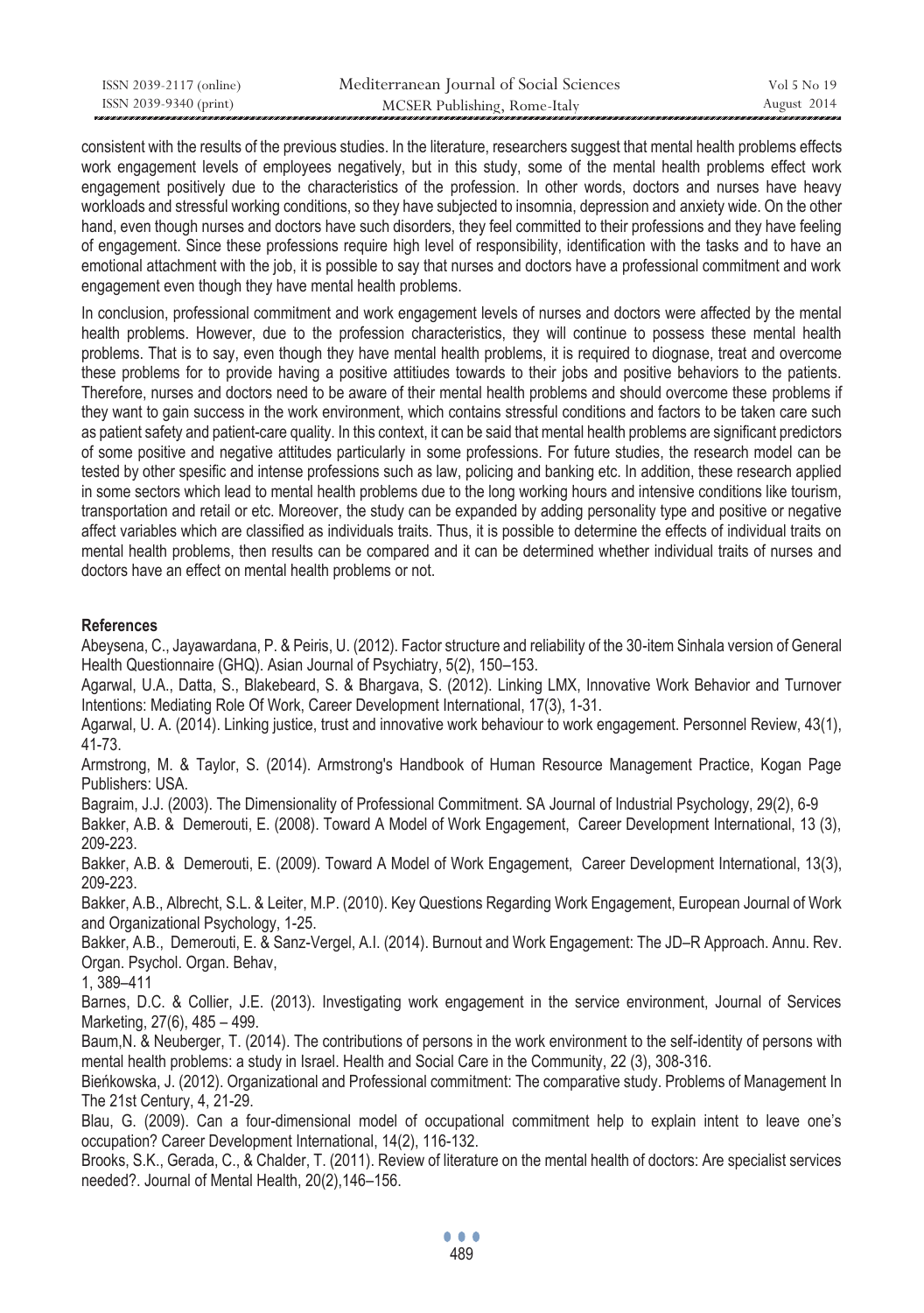consistent with the results of the previous studies. In the literature, researchers suggest that mental health problems effects work engagement levels of employees negatively, but in this study, some of the mental health problems effect work engagement positively due to the characteristics of the profession. In other words, doctors and nurses have heavy workloads and stressful working conditions, so they have subjected to insomnia, depression and anxiety wide. On the other hand, even though nurses and doctors have such disorders, they feel committed to their professions and they have feeling of engagement. Since these professions require high level of responsibility, identification with the tasks and to have an emotional attachment with the job, it is possible to say that nurses and doctors have a professional commitment and work engagement even though they have mental health problems.

In conclusion, professional commitment and work engagement levels of nurses and doctors were affected by the mental health problems. However, due to the profession characteristics, they will continue to possess these mental health problems. That is to say, even though they have mental health problems, it is required to diognase, treat and overcome these problems for to provide having a positive attitiudes towards to their jobs and positive behaviors to the patients. Therefore, nurses and doctors need to be aware of their mental health problems and should overcome these problems if they want to gain success in the work environment, which contains stressful conditions and factors to be taken care such as patient safety and patient-care quality. In this context, it can be said that mental health problems are significant predictors of some positive and negative attitudes particularly in some professions. For future studies, the research model can be tested by other spesific and intense professions such as law, policing and banking etc. In addition, these research applied in some sectors which lead to mental health problems due to the long working hours and intensive conditions like tourism, transportation and retail or etc. Moreover, the study can be expanded by adding personality type and positive or negative affect variables which are classified as individuals traits. Thus, it is possible to determine the effects of individual traits on mental health problems, then results can be compared and it can be determined whether individual traits of nurses and doctors have an effect on mental health problems or not.

## References

Abeysena, C., Jayawardana, P. & Peiris, U. (2012). Factor structure and reliability of the 30-item Sinhala version of General Health Questionnaire (GHQ). Asian Journal of Psychiatry, 5(2), 150–153.

Agarwal, U.A., Datta, S., Blakebeard, S. & Bhargava, S. (2012). Linking LMX, Innovative Work Behavior and Turnover Intentions: Mediating Role Of Work, Career Development International, 17(3), 1-31.

Agarwal, U. A. (2014). Linking justice, trust and innovative work behaviour to work engagement. Personnel Review, 43(1), 41-73.

Armstrong, M. & Taylor, S. (2014). Armstrong's Handbook of Human Resource Management Practice, Kogan Page Publishers: USA.

Bagraim, J.J. (2003). The Dimensionality of Professional Commitment. SA Journal of Industrial Psychology, 29(2), 6-9

Bakker, A.B. & Demerouti, E. (2008). Toward A Model of Work Engagement, Career Development International, 13 (3), 209-223.

Bakker, A.B. & Demerouti, E. (2009). Toward A Model of Work Engagement, Career Development International, 13(3), 209-223.

Bakker, A.B., Albrecht, S.L. & Leiter, M.P. (2010). Key Questions Regarding Work Engagement, European Journal of Work and Organizational Psychology, 1-25.

Bakker, A.B., Demerouti, E. & Sanz-Vergel, A.I. (2014). Burnout and Work Engagement: The JD–R Approach. Annu. Rev. Organ. Psychol. Organ. Behav,
1, 389–411

Barnes, D.C. & Collier, J.E. (2013). Investigating work engagement in the service environment, Journal of Services Marketing, 27(6), 485 – 499.

Baum,N. & Neuberger, T. (2014). The contributions of persons in the work environment to the self-identity of persons with mental health problems: a study in Israel. Health and Social Care in the Community, 22 (3), 308-316.

Bieńkowska, J. (2012). Organizational and Professional commitment: The comparative study. Problems of Management In The 21st Century, 4, 21-29.

Blau, G. (2009). Can a four-dimensional model of occupational commitment help to explain intent to leave one's occupation? Career Development International, 14(2), 116-132.

Brooks, S.K., Gerada, C., & Chalder, T. (2011). Review of literature on the mental health of doctors: Are specialist services needed?. Journal of Mental Health, 20(2),146–156.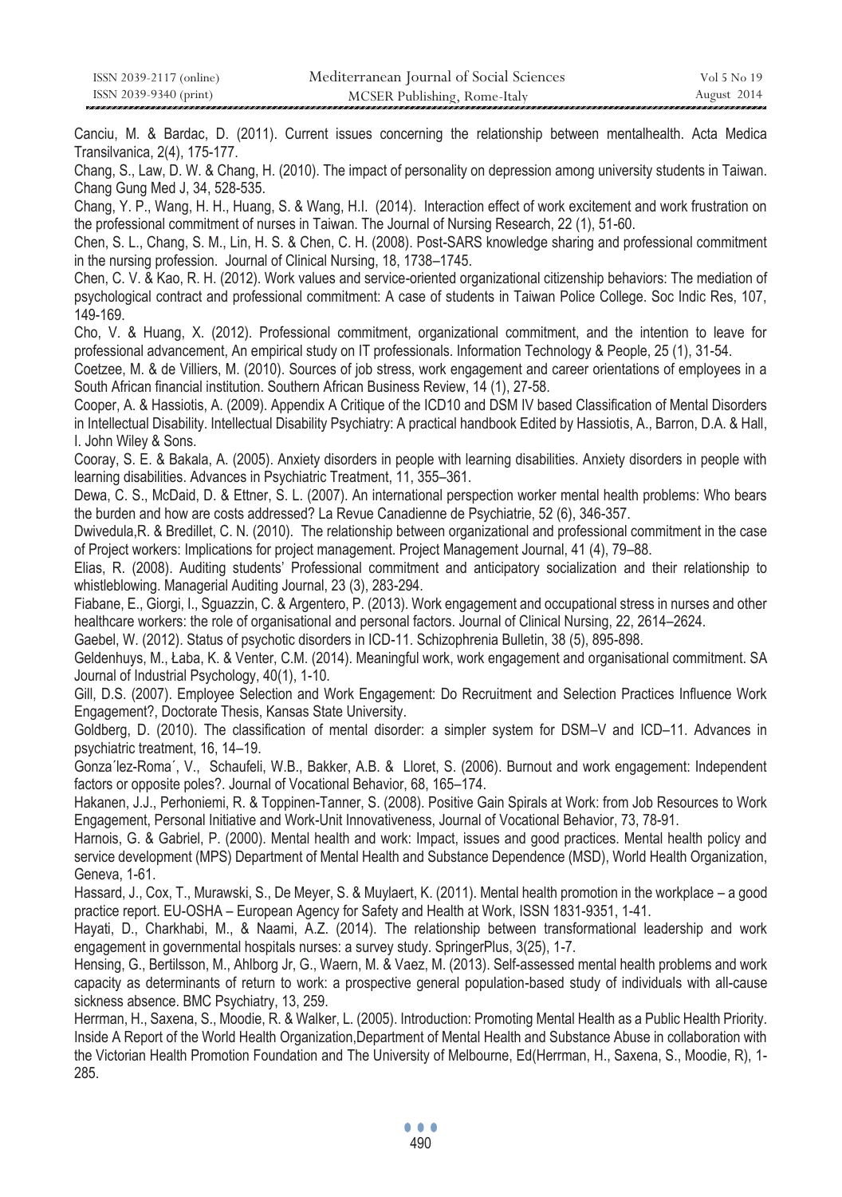Canciu, M. & Bardac, D. (2011). Current issues concerning the relationship between mentalhealth. Acta Medica Transilvanica, 2(4), 175-177.

Chang, S., Law, D. W. & Chang, H. (2010). The impact of personality on depression among university students in Taiwan. Chang Gung Med J, 34, 528-535.

Chang, Y. P., Wang, H. H., Huang, S. & Wang, H.I. (2014). Interaction effect of work excitement and work frustration on the professional commitment of nurses in Taiwan. The Journal of Nursing Research, 22 (1), 51-60.

Chen, S. L., Chang, S. M., Lin, H. S. & Chen, C. H. (2008). Post-SARS knowledge sharing and professional commitment in the nursing profession. Journal of Clinical Nursing, 18, 1738–1745.

Chen, C. V. & Kao, R. H. (2012). Work values and service-oriented organizational citizenship behaviors: The mediation of psychological contract and professional commitment: A case of students in Taiwan Police College. Soc Indic Res, 107, 149-169.

Cho, V. & Huang, X. (2012). Professional commitment, organizational commitment, and the intention to leave for professional advancement, An empirical study on IT professionals. Information Technology & People, 25 (1), 31-54.

Coetzee, M. & de Villiers, M. (2010). Sources of job stress, work engagement and career orientations of employees in a South African financial institution. Southern African Business Review, 14 (1), 27-58.

Cooper, A. & Hassiotis, A. (2009). Appendix A Critique of the ICD10 and DSM IV based Classification of Mental Disorders in Intellectual Disability. Intellectual Disability Psychiatry: A practical handbook Edited by Hassiotis, A., Barron, D.A. & Hall, I. John Wiley & Sons.

Cooray, S. E. & Bakala, A. (2005). Anxiety disorders in people with learning disabilities. Anxiety disorders in people with learning disabilities. Advances in Psychiatric Treatment, 11, 355–361.

Dewa, C. S., McDaid, D. & Ettner, S. L. (2007). An international perspection worker mental health problems: Who bears the burden and how are costs addressed? La Revue Canadienne de Psychiatrie, 52 (6), 346-357.

Dwivedula,R. & Bredillet, C. N. (2010). The relationship between organizational and professional commitment in the case of Project workers: Implications for project management. Project Management Journal, 41 (4), 79–88.

Elias, R. (2008). Auditing students' Professional commitment and anticipatory socialization and their relationship to whistleblowing. Managerial Auditing Journal, 23 (3), 283-294.

Fiabane, E., Giorgi, I., Sguazzin, C. & Argentero, P. (2013). Work engagement and occupational stress in nurses and other healthcare workers: the role of organisational and personal factors. Journal of Clinical Nursing, 22, 2614–2624.

Gaebel, W. (2012). Status of psychotic disorders in ICD-11. Schizophrenia Bulletin, 38 (5), 895-898.

Geldenhuys, M., Łaba, K. & Venter, C.M. (2014). Meaningful work, work engagement and organisational commitment. SA Journal of Industrial Psychology, 40(1), 1-10.

Gill, D.S. (2007). Employee Selection and Work Engagement: Do Recruitment and Selection Practices Influence Work Engagement?, Doctorate Thesis, Kansas State University.

Goldberg, D. (2010). The classification of mental disorder: a simpler system for DSM–V and ICD–11. Advances in psychiatric treatment, 16, 14–19.

Gonza´lez-Roma´, V., Schaufeli, W.B., Bakker, A.B. & Lloret, S. (2006). Burnout and work engagement: Independent factors or opposite poles?. Journal of Vocational Behavior, 68, 165–174.

Hakanen, J.J., Perhoniemi, R. & Toppinen-Tanner, S. (2008). Positive Gain Spirals at Work: from Job Resources to Work Engagement, Personal Initiative and Work-Unit Innovativeness, Journal of Vocational Behavior, 73, 78-91.

Harnois, G. & Gabriel, P. (2000). Mental health and work: Impact, issues and good practices. Mental health policy and service development (MPS) Department of Mental Health and Substance Dependence (MSD), World Health Organization, Geneva, 1-61.

Hassard, J., Cox, T., Murawski, S., De Meyer, S. & Muylaert, K. (2011). Mental health promotion in the workplace – a good practice report. EU-OSHA – European Agency for Safety and Health at Work, ISSN 1831-9351, 1-41.

Hayati, D., Charkhabi, M., & Naami, A.Z. (2014). The relationship between transformational leadership and work engagement in governmental hospitals nurses: a survey study. SpringerPlus, 3(25), 1-7.

Hensing, G., Bertilsson, M., Ahlborg Jr, G., Waern, M. & Vaez, M. (2013). Self-assessed mental health problems and work capacity as determinants of return to work: a prospective general population-based study of individuals with all-cause sickness absence. BMC Psychiatry, 13, 259.

Herrman, H., Saxena, S., Moodie, R. & Walker, L. (2005). Introduction: Promoting Mental Health as a Public Health Priority. Inside A Report of the World Health Organization,Department of Mental Health and Substance Abuse in collaboration with the Victorian Health Promotion Foundation and The University of Melbourne, Ed(Herrman, H., Saxena, S., Moodie, R), 1-285.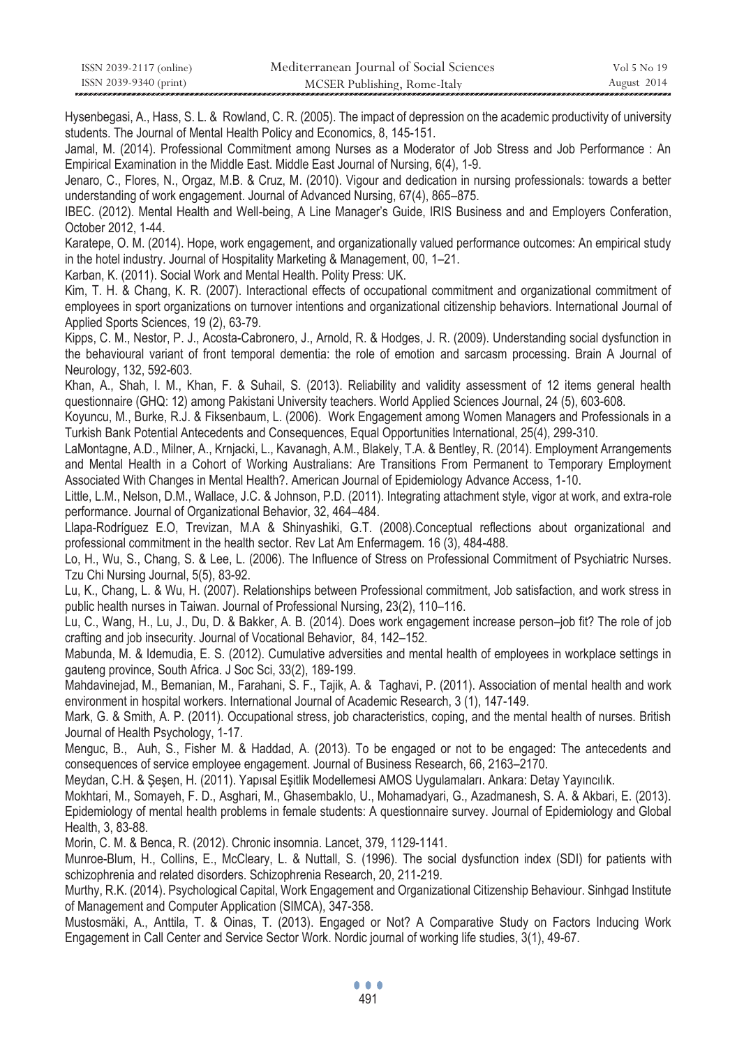Hysenbegasi, A., Hass, S. L. & Rowland, C. R. (2005). The impact of depression on the academic productivity of university students. The Journal of Mental Health Policy and Economics, 8, 145-151.

Jamal, M. (2014). Professional Commitment among Nurses as a Moderator of Job Stress and Job Performance : An Empirical Examination in the Middle East. Middle East Journal of Nursing, 6(4), 1-9.

Jenaro, C., Flores, N., Orgaz, M.B. & Cruz, M. (2010). Vigour and dedication in nursing professionals: towards a better understanding of work engagement. Journal of Advanced Nursing, 67(4), 865–875.

IBEC. (2012). Mental Health and Well-being, A Line Manager's Guide, IRIS Business and and Employers Conferation, October 2012, 1-44.

Karatepe, O. M. (2014). Hope, work engagement, and organizationally valued performance outcomes: An empirical study in the hotel industry. Journal of Hospitality Marketing & Management, 00, 1–21.

Karban, K. (2011). Social Work and Mental Health. Polity Press: UK.

Kim, T. H. & Chang, K. R. (2007). Interactional effects of occupational commitment and organizational commitment of employees in sport organizations on turnover intentions and organizational citizenship behaviors. International Journal of Applied Sports Sciences, 19 (2), 63-79.

Kipps, C. M., Nestor, P. J., Acosta-Cabronero, J., Arnold, R. & Hodges, J. R. (2009). Understanding social dysfunction in the behavioural variant of front temporal dementia: the role of emotion and sarcasm processing. Brain A Journal of Neurology, 132, 592-603.

Khan, A., Shah, I. M., Khan, F. & Suhail, S. (2013). Reliability and validity assessment of 12 items general health questionnaire (GHQ: 12) among Pakistani University teachers. World Applied Sciences Journal, 24 (5), 603-608.

Koyuncu, M., Burke, R.J. & Fiksenbaum, L. (2006). Work Engagement among Women Managers and Professionals in a Turkish Bank Potential Antecedents and Consequences, Equal Opportunities International, 25(4), 299-310.

LaMontagne, A.D., Milner, A., Krnjacki, L., Kavanagh, A.M., Blakely, T.A. & Bentley, R. (2014). Employment Arrangements and Mental Health in a Cohort of Working Australians: Are Transitions From Permanent to Temporary Employment Associated With Changes in Mental Health?. American Journal of Epidemiology Advance Access, 1-10.

Little, L.M., Nelson, D.M., Wallace, J.C. & Johnson, P.D. (2011). Integrating attachment style, vigor at work, and extra-role performance. Journal of Organizational Behavior, 32, 464–484.

Llapa-Rodríguez E.O, Trevizan, M.A & Shinyashiki, G.T. (2008).Conceptual reflections about organizational and professional commitment in the health sector. Rev Lat Am Enfermagem. 16 (3), 484-488.

Lo, H., Wu, S., Chang, S. & Lee, L. (2006). The Influence of Stress on Professional Commitment of Psychiatric Nurses. Tzu Chi Nursing Journal, 5(5), 83-92.

Lu, K., Chang, L. & Wu, H. (2007). Relationships between Professional commitment, Job satisfaction, and work stress in public health nurses in Taiwan. Journal of Professional Nursing, 23(2), 110–116.

Lu, C., Wang, H., Lu, J., Du, D. & Bakker, A. B. (2014). Does work engagement increase person–job fit? The role of job crafting and job insecurity. Journal of Vocational Behavior, 84, 142–152.

Mabunda, M. & Idemudia, E. S. (2012). Cumulative adversities and mental health of employees in workplace settings in gauteng province, South Africa. J Soc Sci, 33(2), 189-199.

Mahdavinejad, M., Bemanian, M., Farahani, S. F., Tajik, A. & Taghavi, P. (2011). Association of mental health and work environment in hospital workers. International Journal of Academic Research, 3 (1), 147-149.

Mark, G. & Smith, A. P. (2011). Occupational stress, job characteristics, coping, and the mental health of nurses. British Journal of Health Psychology, 1-17.

Menguc, B., Auh, S., Fisher M. & Haddad, A. (2013). To be engaged or not to be engaged: The antecedents and consequences of service employee engagement. Journal of Business Research, 66, 2163–2170.

Meydan, C.H. & Şeşen, H. (2011). Yapısal Eşitlik Modellemesi AMOS Uygulamaları. Ankara: Detay Yayıncılık.

Mokhtari, M., Somayeh, F. D., Asghari, M., Ghasembaklo, U., Mohamadyari, G., Azadmanesh, S. A. & Akbari, E. (2013). Epidemiology of mental health problems in female students: A questionnaire survey. Journal of Epidemiology and Global Health, 3, 83-88.

Morin, C. M. & Benca, R. (2012). Chronic insomnia. Lancet, 379, 1129-1141.

Munroe-Blum, H., Collins, E., McCleary, L. & Nuttall, S. (1996). The social dysfunction index (SDI) for patients with schizophrenia and related disorders. Schizophrenia Research, 20, 211-219.

Murthy, R.K. (2014). Psychological Capital, Work Engagement and Organizational Citizenship Behaviour. Sinhgad Institute of Management and Computer Application (SIMCA), 347-358.

Mustosmäki, A., Anttila, T. & Oinas, T. (2013). Engaged or Not? A Comparative Study on Factors Inducing Work Engagement in Call Center and Service Sector Work. Nordic journal of working life studies, 3(1), 49-67.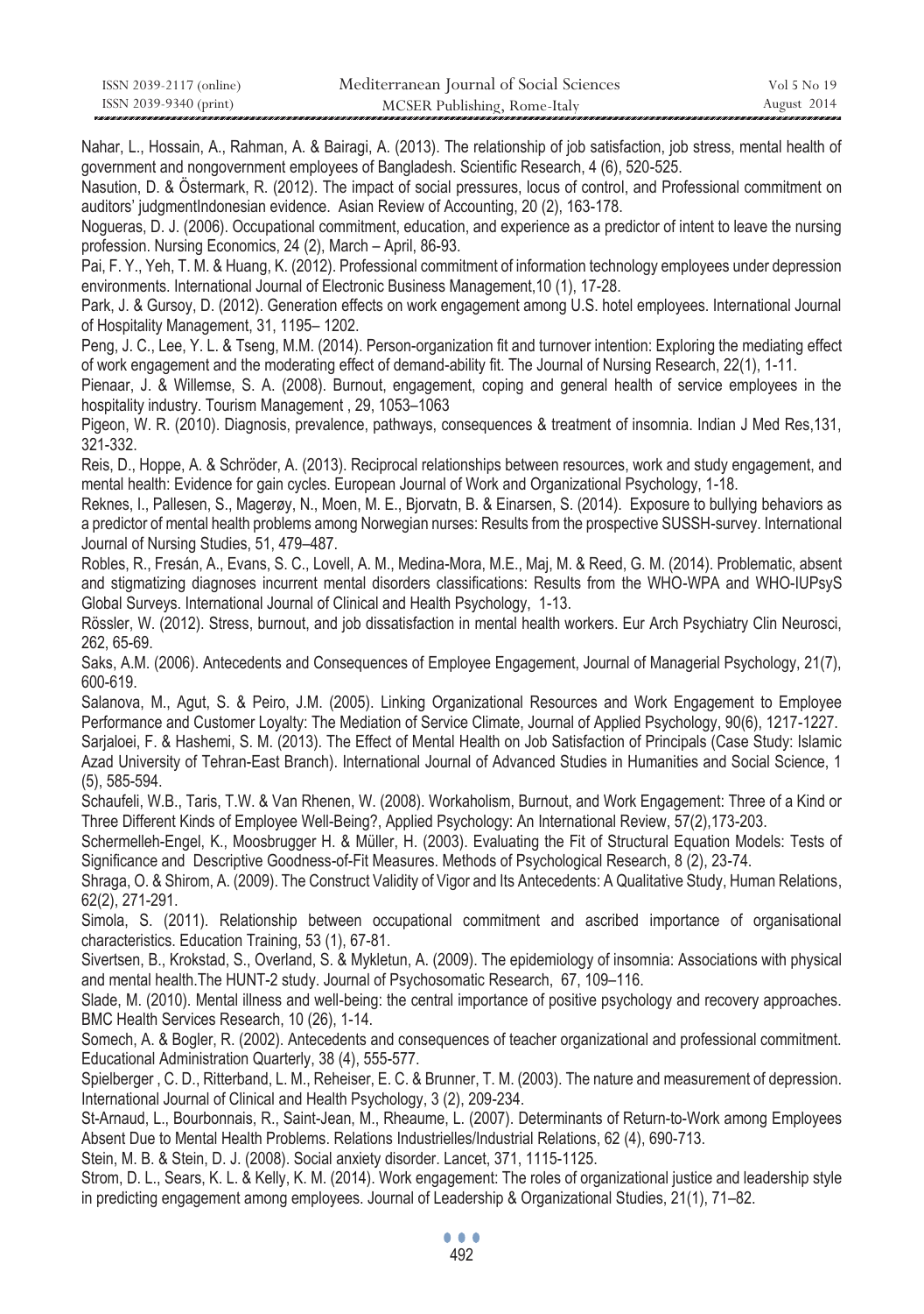Nahar, L., Hossain, A., Rahman, A. & Bairagi, A. (2013). The relationship of job satisfaction, job stress, mental health of government and nongovernment employees of Bangladesh. Scientific Research, 4 (6), 520-525.

Nasution, D. & Östermark, R. (2012). The impact of social pressures, locus of control, and Professional commitment on auditors' judgmentIndonesian evidence. Asian Review of Accounting, 20 (2), 163-178.

Nogueras, D. J. (2006). Occupational commitment, education, and experience as a predictor of intent to leave the nursing profession. Nursing Economics, 24 (2), March – April, 86-93.

Pai, F. Y., Yeh, T. M. & Huang, K. (2012). Professional commitment of information technology employees under depression environments. International Journal of Electronic Business Management,10 (1), 17-28.

Park, J. & Gursoy, D. (2012). Generation effects on work engagement among U.S. hotel employees. International Journal of Hospitality Management, 31, 1195– 1202.

Peng, J. C., Lee, Y. L. & Tseng, M.M. (2014). Person-organization fit and turnover intention: Exploring the mediating effect of work engagement and the moderating effect of demand-ability fit. The Journal of Nursing Research, 22(1), 1-11.

Pienaar, J. & Willemse, S. A. (2008). Burnout, engagement, coping and general health of service employees in the hospitality industry. Tourism Management , 29, 1053–1063

Pigeon, W. R. (2010). Diagnosis, prevalence, pathways, consequences & treatment of insomnia. Indian J Med Res,131, 321-332.

Reis, D., Hoppe, A. & Schröder, A. (2013). Reciprocal relationships between resources, work and study engagement, and mental health: Evidence for gain cycles. European Journal of Work and Organizational Psychology, 1-18.

Reknes, I., Pallesen, S., Magerøy, N., Moen, M. E., Bjorvatn, B. & Einarsen, S. (2014). Exposure to bullying behaviors as a predictor of mental health problems among Norwegian nurses: Results from the prospective SUSSH-survey. International Journal of Nursing Studies, 51, 479–487.

Robles, R., Fresán, A., Evans, S. C., Lovell, A. M., Medina-Mora, M.E., Maj, M. & Reed, G. M. (2014). Problematic, absent and stigmatizing diagnoses incurrent mental disorders classifications: Results from the WHO-WPA and WHO-IUPsyS Global Surveys. International Journal of Clinical and Health Psychology, 1-13.

Rössler, W. (2012). Stress, burnout, and job dissatisfaction in mental health workers. Eur Arch Psychiatry Clin Neurosci, 262, 65-69.

Saks, A.M. (2006). Antecedents and Consequences of Employee Engagement, Journal of Managerial Psychology, 21(7), 600-619.

Salanova, M., Agut, S. & Peiro, J.M. (2005). Linking Organizational Resources and Work Engagement to Employee Performance and Customer Loyalty: The Mediation of Service Climate, Journal of Applied Psychology, 90(6), 1217-1227.

Sarjaloei, F. & Hashemi, S. M. (2013). The Effect of Mental Health on Job Satisfaction of Principals (Case Study: Islamic Azad University of Tehran-East Branch). International Journal of Advanced Studies in Humanities and Social Science, 1 (5), 585-594.

Schaufeli, W.B., Taris, T.W. & Van Rhenen, W. (2008). Workaholism, Burnout, and Work Engagement: Three of a Kind or Three Different Kinds of Employee Well-Being?, Applied Psychology: An International Review, 57(2),173-203.

Schermelleh-Engel, K., Moosbrugger H. & Müller, H. (2003). Evaluating the Fit of Structural Equation Models: Tests of Significance and Descriptive Goodness-of-Fit Measures. Methods of Psychological Research, 8 (2), 23-74.

Shraga, O. & Shirom, A. (2009). The Construct Validity of Vigor and Its Antecedents: A Qualitative Study, Human Relations, 62(2), 271-291.

Simola, S. (2011). Relationship between occupational commitment and ascribed importance of organisational characteristics. Education Training, 53 (1), 67-81.

Sivertsen, B., Krokstad, S., Overland, S. & Mykletun, A. (2009). The epidemiology of insomnia: Associations with physical and mental health.The HUNT-2 study. Journal of Psychosomatic Research, 67, 109–116.

Slade, M. (2010). Mental illness and well-being: the central importance of positive psychology and recovery approaches. BMC Health Services Research, 10 (26), 1-14.

Somech, A. & Bogler, R. (2002). Antecedents and consequences of teacher organizational and professional commitment. Educational Administration Quarterly, 38 (4), 555-577.

Spielberger , C. D., Ritterband, L. M., Reheiser, E. C. & Brunner, T. M. (2003). The nature and measurement of depression. International Journal of Clinical and Health Psychology, 3 (2), 209-234.

St-Arnaud, L., Bourbonnais, R., Saint-Jean, M., Rheaume, L. (2007). Determinants of Return-to-Work among Employees Absent Due to Mental Health Problems. Relations Industrielles/Industrial Relations, 62 (4), 690-713.

Stein, M. B. & Stein, D. J. (2008). Social anxiety disorder. Lancet, 371, 1115-1125.

Strom, D. L., Sears, K. L. & Kelly, K. M. (2014). Work engagement: The roles of organizational justice and leadership style in predicting engagement among employees. Journal of Leadership & Organizational Studies, 21(1), 71–82.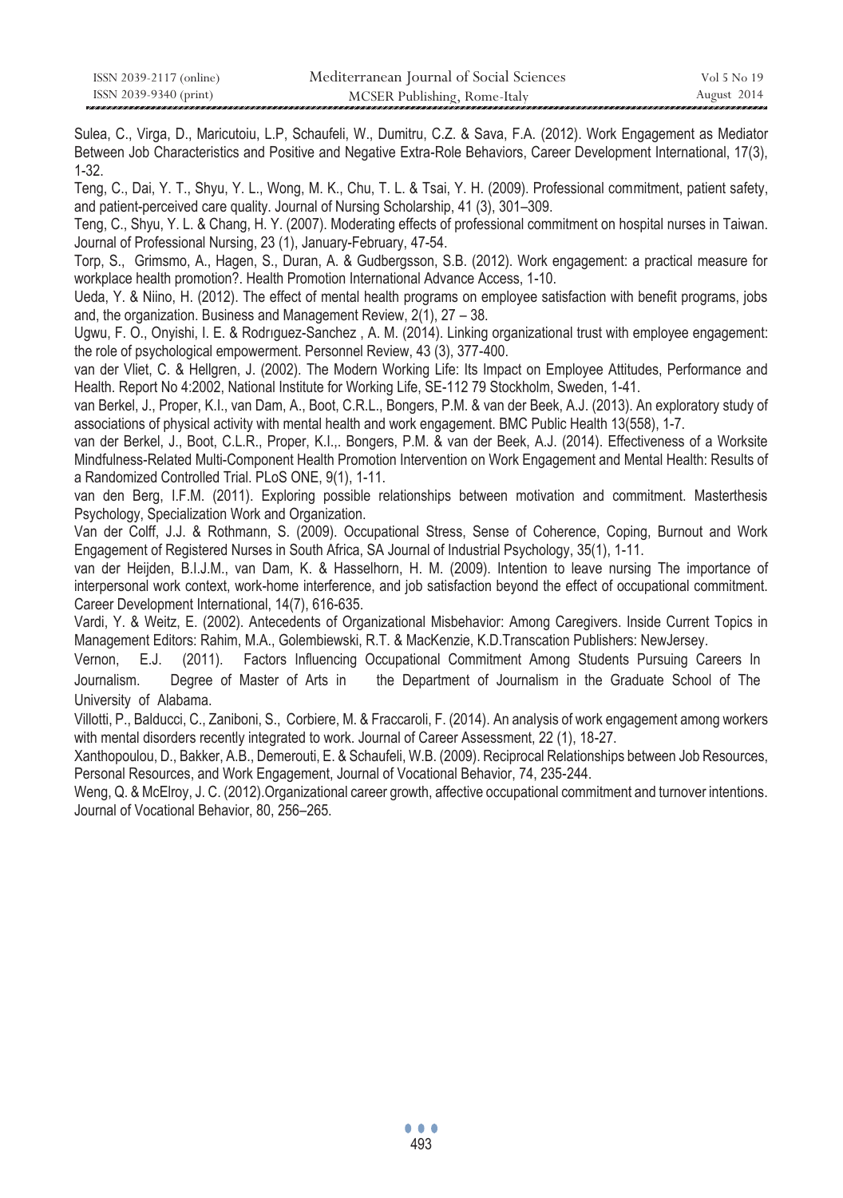Sulea, C., Virga, D., Maricutoiu, L.P, Schaufeli, W., Dumitru, C.Z. & Sava, F.A. (2012). Work Engagement as Mediator Between Job Characteristics and Positive and Negative Extra-Role Behaviors, Career Development International, 17(3), 1-32.

Teng, C., Dai, Y. T., Shyu, Y. L., Wong, M. K., Chu, T. L. & Tsai, Y. H. (2009). Professional commitment, patient safety, and patient-perceived care quality. Journal of Nursing Scholarship, 41 (3), 301–309.

Teng, C., Shyu, Y. L. & Chang, H. Y. (2007). Moderating effects of professional commitment on hospital nurses in Taiwan. Journal of Professional Nursing, 23 (1), January-February, 47-54.

Torp, S., Grimsmo, A., Hagen, S., Duran, A. & Gudbergsson, S.B. (2012). Work engagement: a practical measure for workplace health promotion?. Health Promotion International Advance Access, 1-10.

Ueda, Y. & Niino, H. (2012). The effect of mental health programs on employee satisfaction with benefit programs, jobs and, the organization. Business and Management Review, 2(1), 27 – 38.

Ugwu, F. O., Onyishi, I. E. & Rodrıguez-Sanchez , A. M. (2014). Linking organizational trust with employee engagement: the role of psychological empowerment. Personnel Review, 43 (3), 377-400.

van der Vliet, C. & Hellgren, J. (2002). The Modern Working Life: Its Impact on Employee Attitudes, Performance and Health. Report No 4:2002, National Institute for Working Life, SE-112 79 Stockholm, Sweden, 1-41.

van Berkel, J., Proper, K.I., van Dam, A., Boot, C.R.L., Bongers, P.M. & van der Beek, A.J. (2013). An exploratory study of associations of physical activity with mental health and work engagement. BMC Public Health 13(558), 1-7.

van der Berkel, J., Boot, C.L.R., Proper, K.I.,. Bongers, P.M. & van der Beek, A.J. (2014). Effectiveness of a Worksite Mindfulness-Related Multi-Component Health Promotion Intervention on Work Engagement and Mental Health: Results of a Randomized Controlled Trial. PLoS ONE, 9(1), 1-11.

van den Berg, I.F.M. (2011). Exploring possible relationships between motivation and commitment. Masterthesis Psychology, Specialization Work and Organization.

Van der Colff, J.J. & Rothmann, S. (2009). Occupational Stress, Sense of Coherence, Coping, Burnout and Work Engagement of Registered Nurses in South Africa, SA Journal of Industrial Psychology, 35(1), 1-11.

van der Heijden, B.I.J.M., van Dam, K. & Hasselhorn, H. M. (2009). Intention to leave nursing The importance of interpersonal work context, work-home interference, and job satisfaction beyond the effect of occupational commitment. Career Development International, 14(7), 616-635.

Vardi, Y. & Weitz, E. (2002). Antecedents of Organizational Misbehavior: Among Caregivers. Inside Current Topics in Management Editors: Rahim, M.A., Golembiewski, R.T. & MacKenzie, K.D.Transcation Publishers: NewJersey.

Vernon, E.J. (2011). Factors Influencing Occupational Commitment Among Students Pursuing Careers In Journalism. Degree of Master of Arts in the Department of Journalism in the Graduate School of The University of Alabama.

Villotti, P., Balducci, C., Zaniboni, S., Corbiere, M. & Fraccaroli, F. (2014). An analysis of work engagement among workers with mental disorders recently integrated to work. Journal of Career Assessment, 22 (1), 18-27.

Xanthopoulou, D., Bakker, A.B., Demerouti, E. & Schaufeli, W.B. (2009). Reciprocal Relationships between Job Resources, Personal Resources, and Work Engagement, Journal of Vocational Behavior, 74, 235-244.

Weng, Q. & McElroy, J. C. (2012).Organizational career growth, affective occupational commitment and turnover intentions. Journal of Vocational Behavior, 80, 256–265.